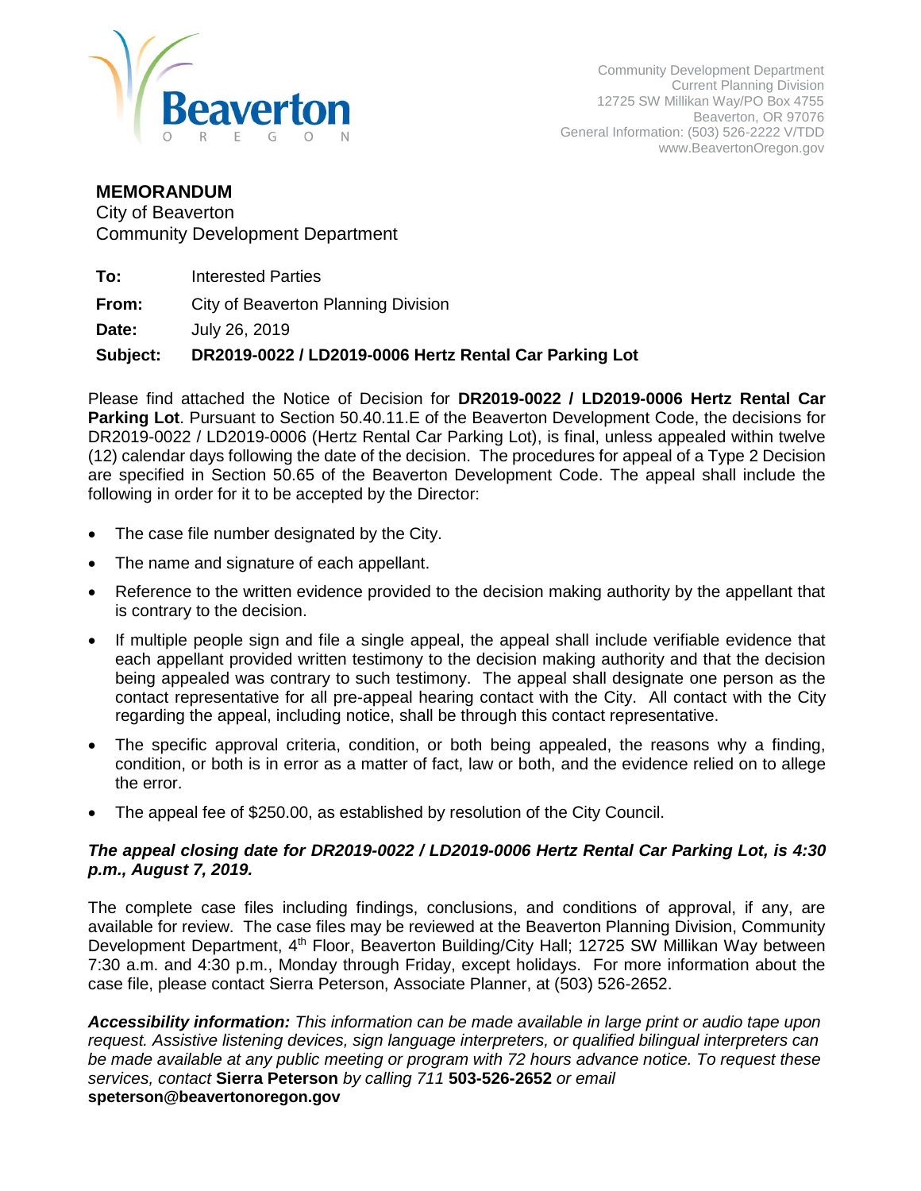Beaverton
OREGON

Community Development Department
Current Planning Division
12725 SW Millikan Way/PO Box 4755
Beaverton, OR 97076
General Information: (503) 526-2222 V/TDD
www.BeavertonOregon.gov

**MEMORANDUM**
City of Beaverton
Community Development Department

**To:** Interested Parties

**From:** City of Beaverton Planning Division

**Date:** July 26, 2019

**Subject:** **DR2019-0022 / LD2019-0006 Hertz Rental Car Parking Lot**

Please find attached the Notice of Decision for **DR2019-0022 / LD2019-0006 Hertz Rental Car Parking Lot**. Pursuant to Section 50.40.11.E of the Beaverton Development Code, the decisions for DR2019-0022 / LD2019-0006 (Hertz Rental Car Parking Lot), is final, unless appealed within twelve (12) calendar days following the date of the decision. The procedures for appeal of a Type 2 Decision are specified in Section 50.65 of the Beaverton Development Code. The appeal shall include the following in order for it to be accepted by the Director:

- The case file number designated by the City.
- The name and signature of each appellant.
- Reference to the written evidence provided to the decision making authority by the appellant that is contrary to the decision.
- If multiple people sign and file a single appeal, the appeal shall include verifiable evidence that each appellant provided written testimony to the decision making authority and that the decision being appealed was contrary to such testimony. The appeal shall designate one person as the contact representative for all pre-appeal hearing contact with the City. All contact with the City regarding the appeal, including notice, shall be through this contact representative.
- The specific approval criteria, condition, or both being appealed, the reasons why a finding, condition, or both is in error as a matter of fact, law or both, and the evidence relied on to allege the error.
- The appeal fee of $250.00, as established by resolution of the City Council.

***The appeal closing date for DR2019-0022 / LD2019-0006 Hertz Rental Car Parking Lot, is 4:30 p.m., August 7, 2019.***

The complete case files including findings, conclusions, and conditions of approval, if any, are available for review. The case files may be reviewed at the Beaverton Planning Division, Community Development Department, 4th Floor, Beaverton Building/City Hall; 12725 SW Millikan Way between 7:30 a.m. and 4:30 p.m., Monday through Friday, except holidays. For more information about the case file, please contact Sierra Peterson, Associate Planner, at (503) 526-2652.

***Accessibility information:*** *This information can be made available in large print or audio tape upon request. Assistive listening devices, sign language interpreters, or qualified bilingual interpreters can be made available at any public meeting or program with 72 hours advance notice. To request these services, contact* **Sierra Peterson** *by calling 711* **503-526-2652** *or email* **speterson@beavertonoregon.gov**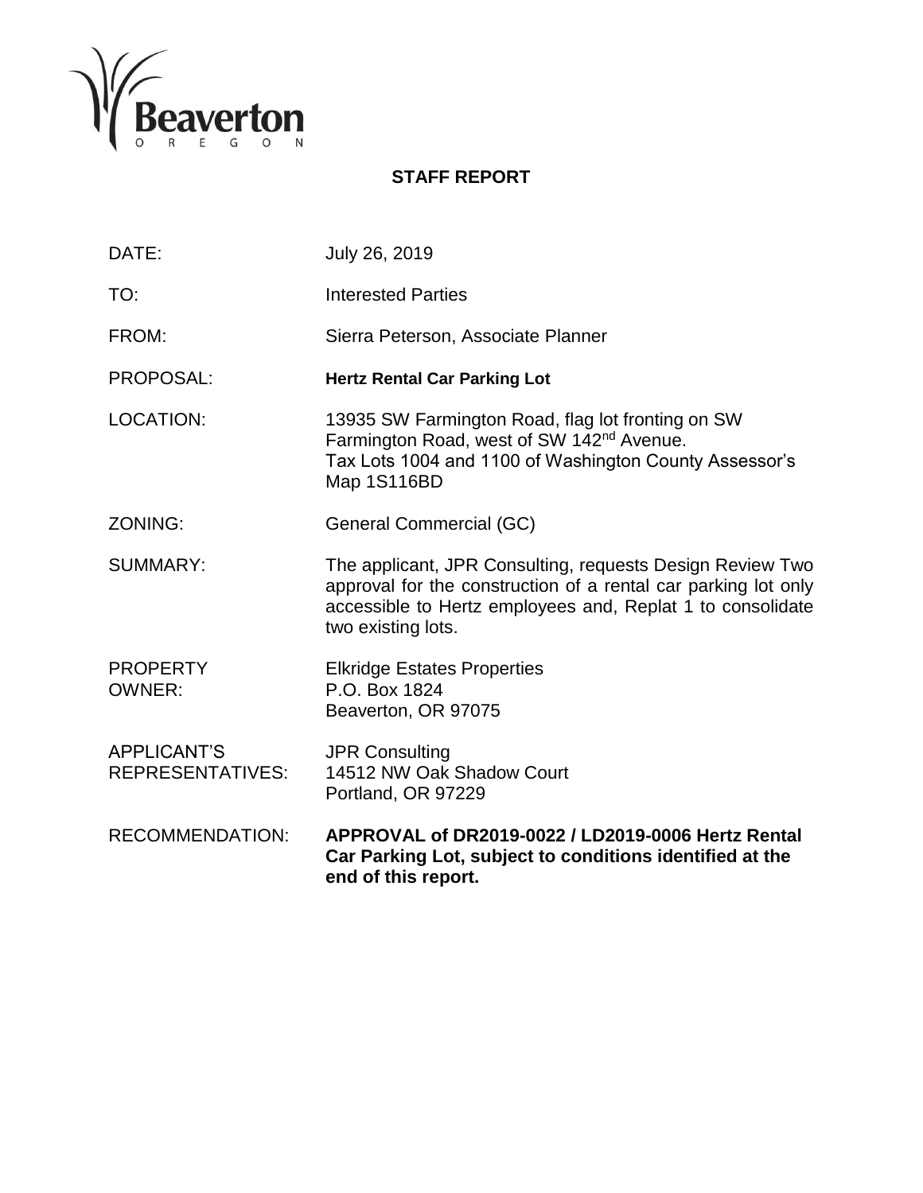# STAFF REPORT

| | |
|---|---|
| DATE: | July 26, 2019 |
| TO: | Interested Parties |
| FROM: | Sierra Peterson, Associate Planner |
| PROPOSAL: | **Hertz Rental Car Parking Lot** |
| LOCATION: | 13935 SW Farmington Road, flag lot fronting on SW Farmington Road, west of SW 142$^{nd}$ Avenue. Tax Lots 1004 and 1100 of Washington County Assessor's Map 1S116BD |
| ZONING: | General Commercial (GC) |
| SUMMARY: | The applicant, JPR Consulting, requests Design Review Two approval for the construction of a rental car parking lot only accessible to Hertz employees and, Replat 1 to consolidate two existing lots. |
| PROPERTY OWNER: | Elkridge Estates Properties<br>P.O. Box 1824<br>Beaverton, OR 97075 |
| APPLICANT'S REPRESENTATIVES: | JPR Consulting<br>14512 NW Oak Shadow Court<br>Portland, OR 97229 |
| RECOMMENDATION: | **APPROVAL of DR2019-0022 / LD2019-0006 Hertz Rental Car Parking Lot, subject to conditions identified at the end of this report.** |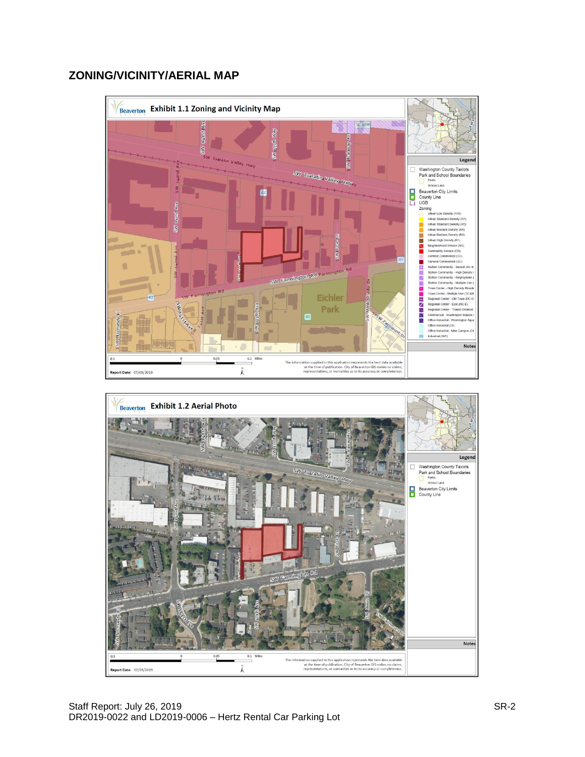## ZONING/VICINITY/AERIAL MAP

Beaverton Exhibit 1.1 Zoning and Vicinity Map

Legend

Washington County Taxlots
Park and School Boundaries
Parks
School Land
Beaverton City Limits
County Line
UGB
Zoning
Urban Low Density (R10)
Urban Standard Density (R7)
Urban Standard Density (R5)
Urban Medium Density (R4)
Urban Medium Density (R2)
Urban High Density (R1)
Neighborhood Service (NS)
Community Service (CS)
Corridor Commercial (CC)
General Commercial (GC)
Station Community - Sunset (SC-S
Station Community - High Density (
Station Community - Employment (
Station Community - Multiple Use (
Town Center - High Density Reside
Town Center - Multiple Use (TC-M
Regional Center - Old Town (RC-O
Regional Center - East (RC-E)
Regional Center - Transit Oriented
Commercial - Washington Square (
Office Industrial - Washington Squa
Office Industrial (OI)
Office Industrial - Nike Campus (OI
Industrial (IND)

Notes

0.1 0 0.05 0.1 Miles

Report Date: 07/09/2019

The information supplied in this application represents the best data available at the time of publication. City of Beaverton GIS makes no claims, representations, or warranties as to its accuracy or completeness.

Beaverton Exhibit 1.2 Aerial Photo

Legend

Washington County Taxlots
Park and School Boundaries
Parks
School Land
Beaverton City Limits
County Line

Notes

0.1 0 0.05 0.1 Miles

Report Date: 07/09/2019

The information supplied in this application represents the best data available at the time of publication. City of Beaverton GIS makes no claims, representations, or warranties as to its accuracy or completeness.

Staff Report: July 26, 2019
DR2019-0022 and LD2019-0006 – Hertz Rental Car Parking Lot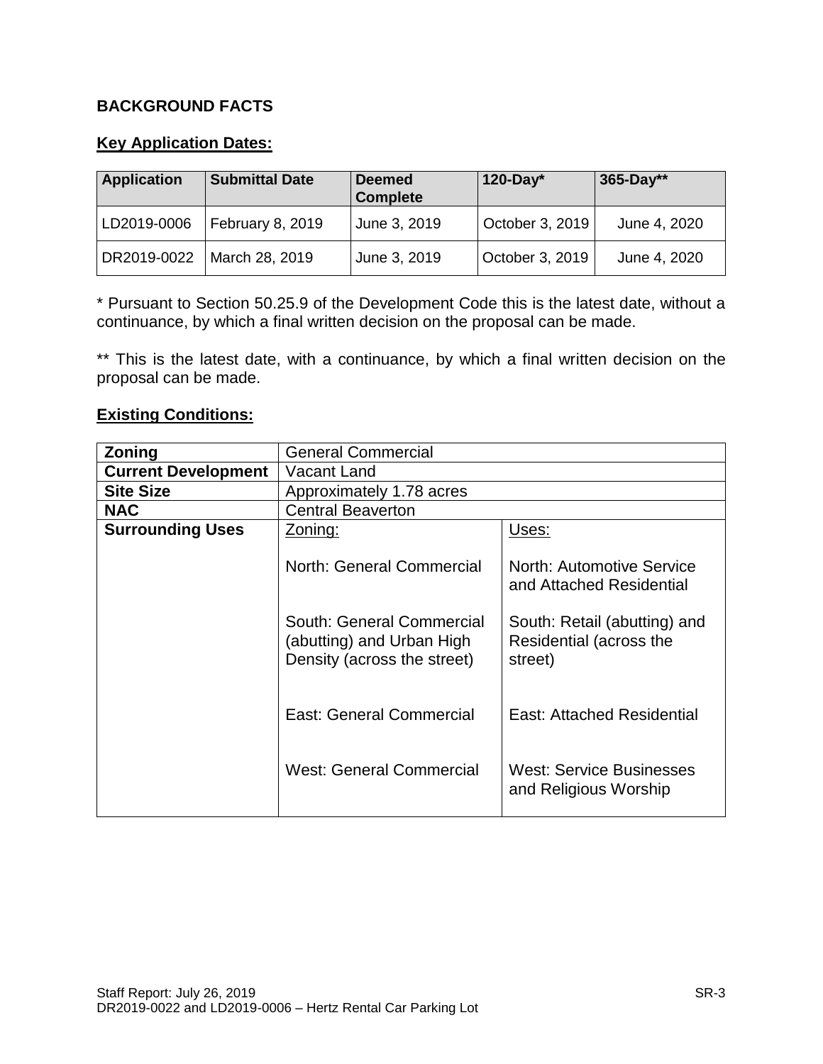## BACKGROUND FACTS

### Key Application Dates:

| Application | Submittal Date | Deemed Complete | 120-Day* | 365-Day** |
|---|---|---|---|---|
| LD2019-0006 | February 8, 2019 | June 3, 2019 | October 3, 2019 | June 4, 2020 |
| DR2019-0022 | March 28, 2019 | June 3, 2019 | October 3, 2019 | June 4, 2020 |

* Pursuant to Section 50.25.9 of the Development Code this is the latest date, without a continuance, by which a final written decision on the proposal can be made.

** This is the latest date, with a continuance, by which a final written decision on the proposal can be made.

### Existing Conditions:

| | | |
|---|---|---|
| **Zoning** | General Commercial | |
| **Current Development** | Vacant Land | |
| **Site Size** | Approximately 1.78 acres | |
| **NAC** | Central Beaverton | |
| **Surrounding Uses** | Zoning: | Uses: |
| | North: General Commercial | North: Automotive Service and Attached Residential |
| | South: General Commercial (abutting) and Urban High Density (across the street) | South: Retail (abutting) and Residential (across the street) |
| | East: General Commercial | East: Attached Residential |
| | West: General Commercial | West: Service Businesses and Religious Worship |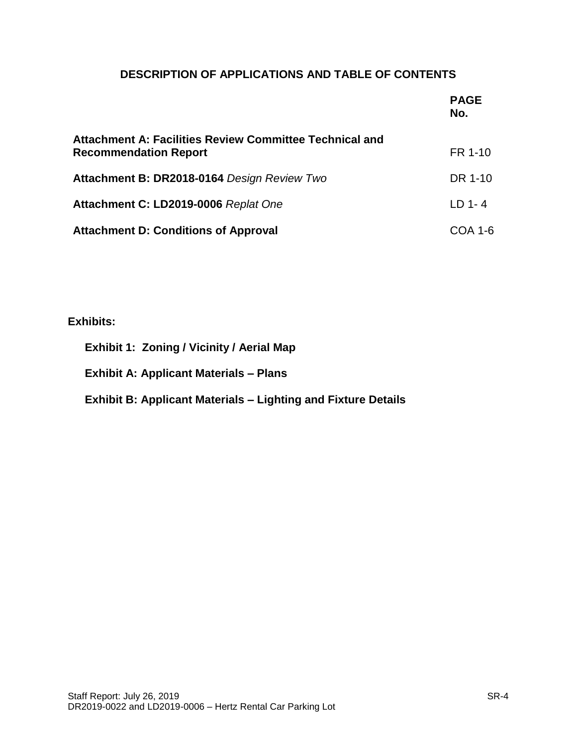## DESCRIPTION OF APPLICATIONS AND TABLE OF CONTENTS

| | PAGE No. |
|---|---|
| **Attachment A: Facilities Review Committee Technical and Recommendation Report** | FR 1-10 |
| **Attachment B: DR2018-0164** *Design Review Two* | DR 1-10 |
| **Attachment C: LD2019-0006** *Replat One* | LD 1- 4 |
| **Attachment D: Conditions of Approval** | COA 1-6 |

**Exhibits:**

**Exhibit 1: Zoning / Vicinity / Aerial Map**

**Exhibit A: Applicant Materials – Plans**

**Exhibit B: Applicant Materials – Lighting and Fixture Details**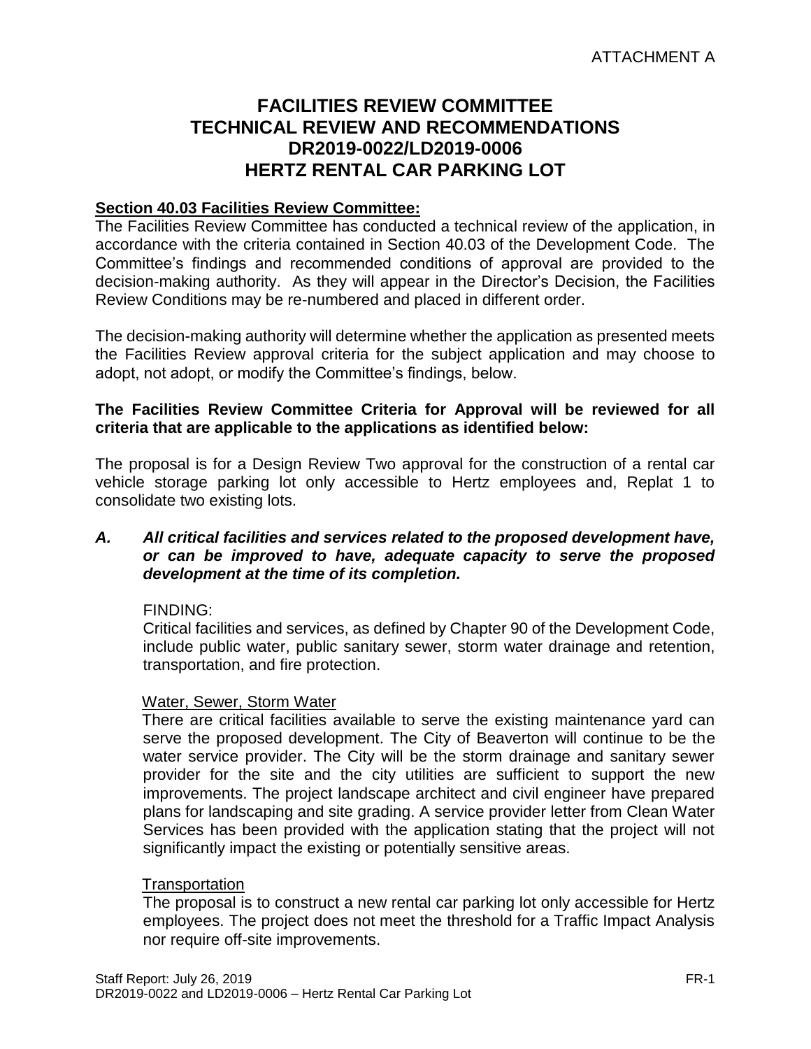ATTACHMENT A

# FACILITIES REVIEW COMMITTEE TECHNICAL REVIEW AND RECOMMENDATIONS DR2019-0022/LD2019-0006 HERTZ RENTAL CAR PARKING LOT

**Section 40.03 Facilities Review Committee:**

The Facilities Review Committee has conducted a technical review of the application, in accordance with the criteria contained in Section 40.03 of the Development Code. The Committee's findings and recommended conditions of approval are provided to the decision-making authority. As they will appear in the Director's Decision, the Facilities Review Conditions may be re-numbered and placed in different order.

The decision-making authority will determine whether the application as presented meets the Facilities Review approval criteria for the subject application and may choose to adopt, not adopt, or modify the Committee's findings, below.

**The Facilities Review Committee Criteria for Approval will be reviewed for all criteria that are applicable to the applications as identified below:**

The proposal is for a Design Review Two approval for the construction of a rental car vehicle storage parking lot only accessible to Hertz employees and, Replat 1 to consolidate two existing lots.

***A. All critical facilities and services related to the proposed development have, or can be improved to have, adequate capacity to serve the proposed development at the time of its completion.***

FINDING:

Critical facilities and services, as defined by Chapter 90 of the Development Code, include public water, public sanitary sewer, storm water drainage and retention, transportation, and fire protection.

Water, Sewer, Storm Water

There are critical facilities available to serve the existing maintenance yard can serve the proposed development. The City of Beaverton will continue to be the water service provider. The City will be the storm drainage and sanitary sewer provider for the site and the city utilities are sufficient to support the new improvements. The project landscape architect and civil engineer have prepared plans for landscaping and site grading. A service provider letter from Clean Water Services has been provided with the application stating that the project will not significantly impact the existing or potentially sensitive areas.

Transportation

The proposal is to construct a new rental car parking lot only accessible for Hertz employees. The project does not meet the threshold for a Traffic Impact Analysis nor require off-site improvements.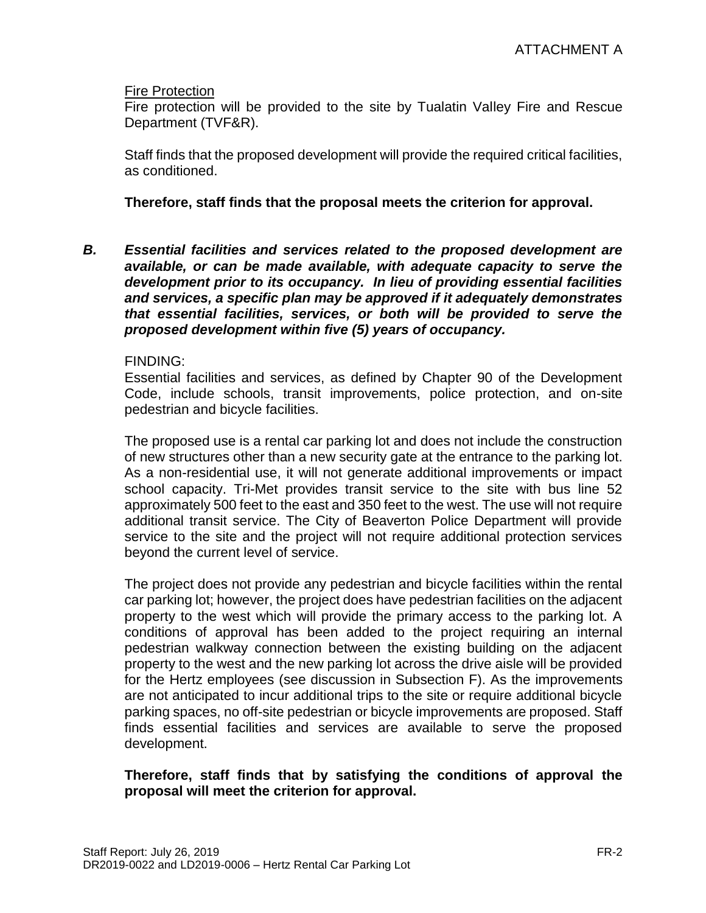Fire Protection

Fire protection will be provided to the site by Tualatin Valley Fire and Rescue Department (TVF&R).

Staff finds that the proposed development will provide the required critical facilities, as conditioned.

**Therefore, staff finds that the proposal meets the criterion for approval.**

***B. Essential facilities and services related to the proposed development are available, or can be made available, with adequate capacity to serve the development prior to its occupancy. In lieu of providing essential facilities and services, a specific plan may be approved if it adequately demonstrates that essential facilities, services, or both will be provided to serve the proposed development within five (5) years of occupancy.***

FINDING:

Essential facilities and services, as defined by Chapter 90 of the Development Code, include schools, transit improvements, police protection, and on-site pedestrian and bicycle facilities.

The proposed use is a rental car parking lot and does not include the construction of new structures other than a new security gate at the entrance to the parking lot. As a non-residential use, it will not generate additional improvements or impact school capacity. Tri-Met provides transit service to the site with bus line 52 approximately 500 feet to the east and 350 feet to the west. The use will not require additional transit service. The City of Beaverton Police Department will provide service to the site and the project will not require additional protection services beyond the current level of service.

The project does not provide any pedestrian and bicycle facilities within the rental car parking lot; however, the project does have pedestrian facilities on the adjacent property to the west which will provide the primary access to the parking lot. A conditions of approval has been added to the project requiring an internal pedestrian walkway connection between the existing building on the adjacent property to the west and the new parking lot across the drive aisle will be provided for the Hertz employees (see discussion in Subsection F). As the improvements are not anticipated to incur additional trips to the site or require additional bicycle parking spaces, no off-site pedestrian or bicycle improvements are proposed. Staff finds essential facilities and services are available to serve the proposed development.

**Therefore, staff finds that by satisfying the conditions of approval the proposal will meet the criterion for approval.**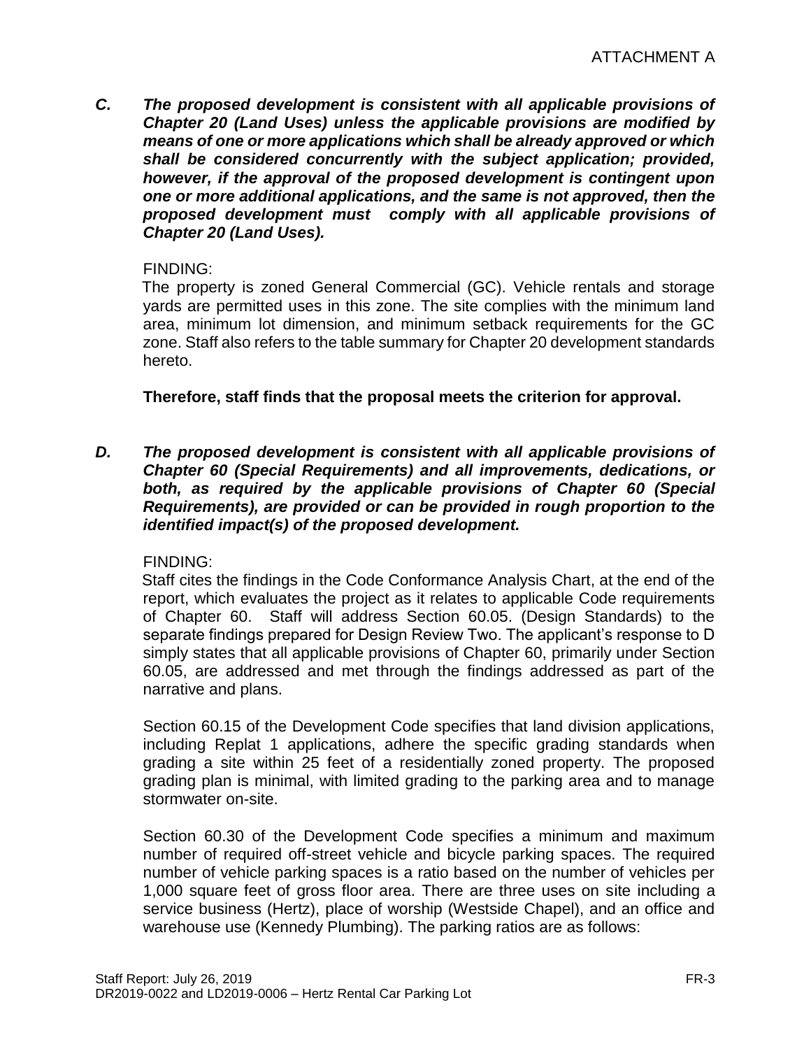ATTACHMENT A

***C. The proposed development is consistent with all applicable provisions of Chapter 20 (Land Uses) unless the applicable provisions are modified by means of one or more applications which shall be already approved or which shall be considered concurrently with the subject application; provided, however, if the approval of the proposed development is contingent upon one or more additional applications, and the same is not approved, then the proposed development must comply with all applicable provisions of Chapter 20 (Land Uses).***

FINDING:
The property is zoned General Commercial (GC). Vehicle rentals and storage yards are permitted uses in this zone. The site complies with the minimum land area, minimum lot dimension, and minimum setback requirements for the GC zone. Staff also refers to the table summary for Chapter 20 development standards hereto.

**Therefore, staff finds that the proposal meets the criterion for approval.**

***D. The proposed development is consistent with all applicable provisions of Chapter 60 (Special Requirements) and all improvements, dedications, or both, as required by the applicable provisions of Chapter 60 (Special Requirements), are provided or can be provided in rough proportion to the identified impact(s) of the proposed development.***

FINDING:
Staff cites the findings in the Code Conformance Analysis Chart, at the end of the report, which evaluates the project as it relates to applicable Code requirements of Chapter 60. Staff will address Section 60.05. (Design Standards) to the separate findings prepared for Design Review Two. The applicant's response to D simply states that all applicable provisions of Chapter 60, primarily under Section 60.05, are addressed and met through the findings addressed as part of the narrative and plans.

Section 60.15 of the Development Code specifies that land division applications, including Replat 1 applications, adhere the specific grading standards when grading a site within 25 feet of a residentially zoned property. The proposed grading plan is minimal, with limited grading to the parking area and to manage stormwater on-site.

Section 60.30 of the Development Code specifies a minimum and maximum number of required off-street vehicle and bicycle parking spaces. The required number of vehicle parking spaces is a ratio based on the number of vehicles per 1,000 square feet of gross floor area. There are three uses on site including a service business (Hertz), place of worship (Westside Chapel), and an office and warehouse use (Kennedy Plumbing). The parking ratios are as follows: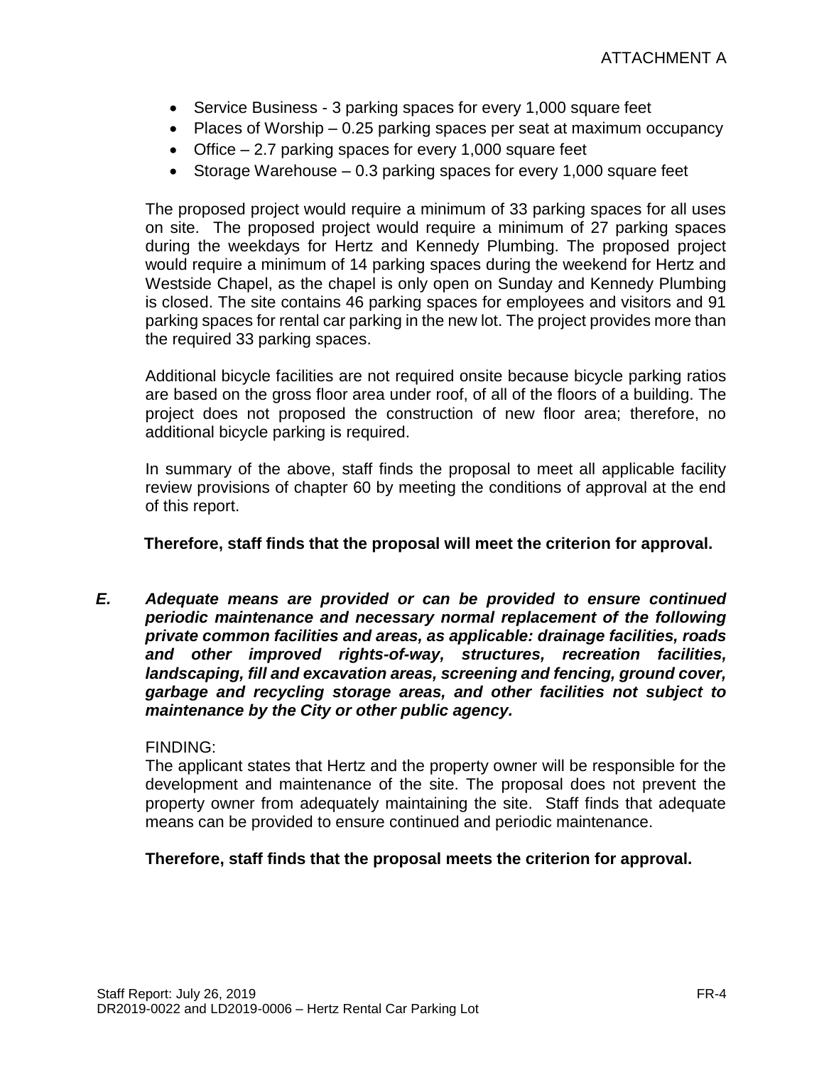- Service Business - 3 parking spaces for every 1,000 square feet
- Places of Worship – 0.25 parking spaces per seat at maximum occupancy
- Office – 2.7 parking spaces for every 1,000 square feet
- Storage Warehouse – 0.3 parking spaces for every 1,000 square feet

The proposed project would require a minimum of 33 parking spaces for all uses on site. The proposed project would require a minimum of 27 parking spaces during the weekdays for Hertz and Kennedy Plumbing. The proposed project would require a minimum of 14 parking spaces during the weekend for Hertz and Westside Chapel, as the chapel is only open on Sunday and Kennedy Plumbing is closed. The site contains 46 parking spaces for employees and visitors and 91 parking spaces for rental car parking in the new lot. The project provides more than the required 33 parking spaces.

Additional bicycle facilities are not required onsite because bicycle parking ratios are based on the gross floor area under roof, of all of the floors of a building. The project does not proposed the construction of new floor area; therefore, no additional bicycle parking is required.

In summary of the above, staff finds the proposal to meet all applicable facility review provisions of chapter 60 by meeting the conditions of approval at the end of this report.

**Therefore, staff finds that the proposal will meet the criterion for approval.**

***E. Adequate means are provided or can be provided to ensure continued periodic maintenance and necessary normal replacement of the following private common facilities and areas, as applicable: drainage facilities, roads and other improved rights-of-way, structures, recreation facilities, landscaping, fill and excavation areas, screening and fencing, ground cover, garbage and recycling storage areas, and other facilities not subject to maintenance by the City or other public agency.***

FINDING:
The applicant states that Hertz and the property owner will be responsible for the development and maintenance of the site. The proposal does not prevent the property owner from adequately maintaining the site. Staff finds that adequate means can be provided to ensure continued and periodic maintenance.

**Therefore, staff finds that the proposal meets the criterion for approval.**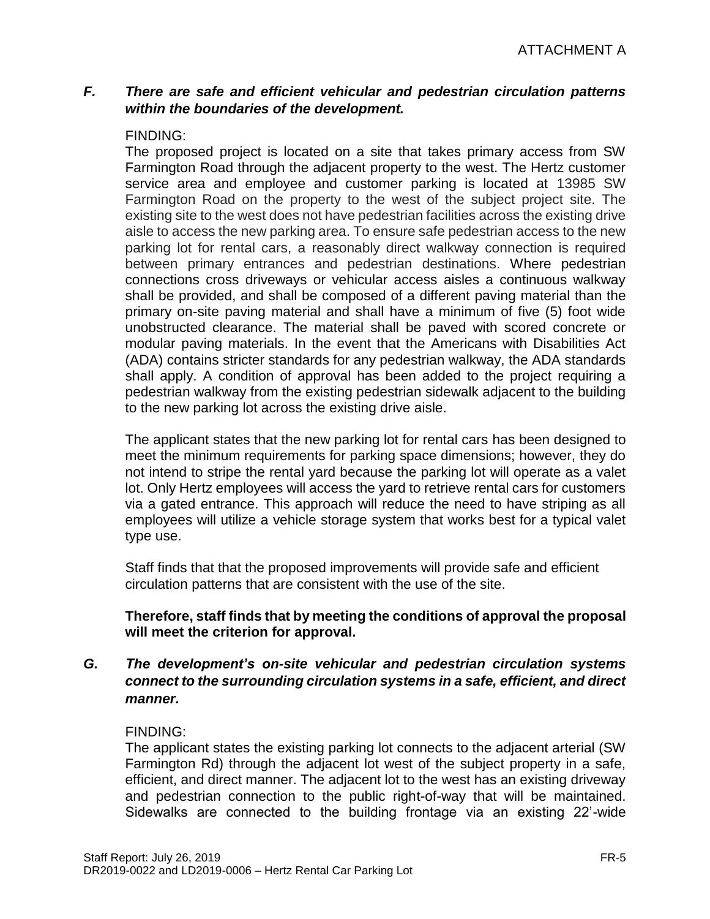### *F. There are safe and efficient vehicular and pedestrian circulation patterns within the boundaries of the development.*

FINDING:

The proposed project is located on a site that takes primary access from SW Farmington Road through the adjacent property to the west. The Hertz customer service area and employee and customer parking is located at 13985 SW Farmington Road on the property to the west of the subject project site. The existing site to the west does not have pedestrian facilities across the existing drive aisle to access the new parking area. To ensure safe pedestrian access to the new parking lot for rental cars, a reasonably direct walkway connection is required between primary entrances and pedestrian destinations. Where pedestrian connections cross driveways or vehicular access aisles a continuous walkway shall be provided, and shall be composed of a different paving material than the primary on-site paving material and shall have a minimum of five (5) foot wide unobstructed clearance. The material shall be paved with scored concrete or modular paving materials. In the event that the Americans with Disabilities Act (ADA) contains stricter standards for any pedestrian walkway, the ADA standards shall apply. A condition of approval has been added to the project requiring a pedestrian walkway from the existing pedestrian sidewalk adjacent to the building to the new parking lot across the existing drive aisle.

The applicant states that the new parking lot for rental cars has been designed to meet the minimum requirements for parking space dimensions; however, they do not intend to stripe the rental yard because the parking lot will operate as a valet lot. Only Hertz employees will access the yard to retrieve rental cars for customers via a gated entrance. This approach will reduce the need to have striping as all employees will utilize a vehicle storage system that works best for a typical valet type use.

Staff finds that that the proposed improvements will provide safe and efficient circulation patterns that are consistent with the use of the site.

**Therefore, staff finds that by meeting the conditions of approval the proposal will meet the criterion for approval.**

### *G. The development's on-site vehicular and pedestrian circulation systems connect to the surrounding circulation systems in a safe, efficient, and direct manner.*

FINDING:

The applicant states the existing parking lot connects to the adjacent arterial (SW Farmington Rd) through the adjacent lot west of the subject property in a safe, efficient, and direct manner. The adjacent lot to the west has an existing driveway and pedestrian connection to the public right-of-way that will be maintained. Sidewalks are connected to the building frontage via an existing 22'-wide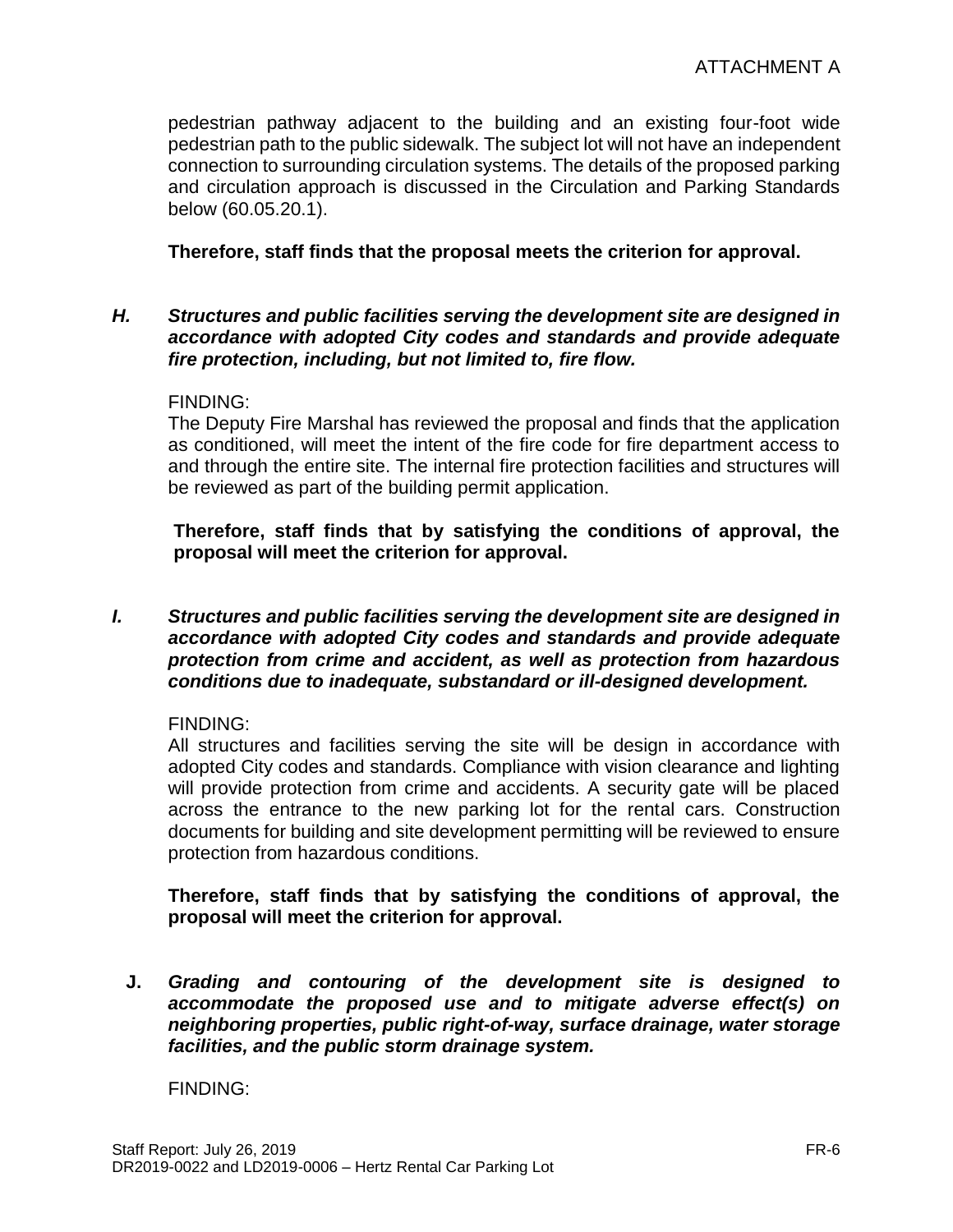pedestrian pathway adjacent to the building and an existing four-foot wide pedestrian path to the public sidewalk. The subject lot will not have an independent connection to surrounding circulation systems. The details of the proposed parking and circulation approach is discussed in the Circulation and Parking Standards below (60.05.20.1).

**Therefore, staff finds that the proposal meets the criterion for approval.**

***H. Structures and public facilities serving the development site are designed in accordance with adopted City codes and standards and provide adequate fire protection, including, but not limited to, fire flow.***

FINDING:

The Deputy Fire Marshal has reviewed the proposal and finds that the application as conditioned, will meet the intent of the fire code for fire department access to and through the entire site. The internal fire protection facilities and structures will be reviewed as part of the building permit application.

**Therefore, staff finds that by satisfying the conditions of approval, the proposal will meet the criterion for approval.**

***I. Structures and public facilities serving the development site are designed in accordance with adopted City codes and standards and provide adequate protection from crime and accident, as well as protection from hazardous conditions due to inadequate, substandard or ill-designed development.***

FINDING:

All structures and facilities serving the site will be design in accordance with adopted City codes and standards. Compliance with vision clearance and lighting will provide protection from crime and accidents. A security gate will be placed across the entrance to the new parking lot for the rental cars. Construction documents for building and site development permitting will be reviewed to ensure protection from hazardous conditions.

**Therefore, staff finds that by satisfying the conditions of approval, the proposal will meet the criterion for approval.**

***J. Grading and contouring of the development site is designed to accommodate the proposed use and to mitigate adverse effect(s) on neighboring properties, public right-of-way, surface drainage, water storage facilities, and the public storm drainage system.***

FINDING: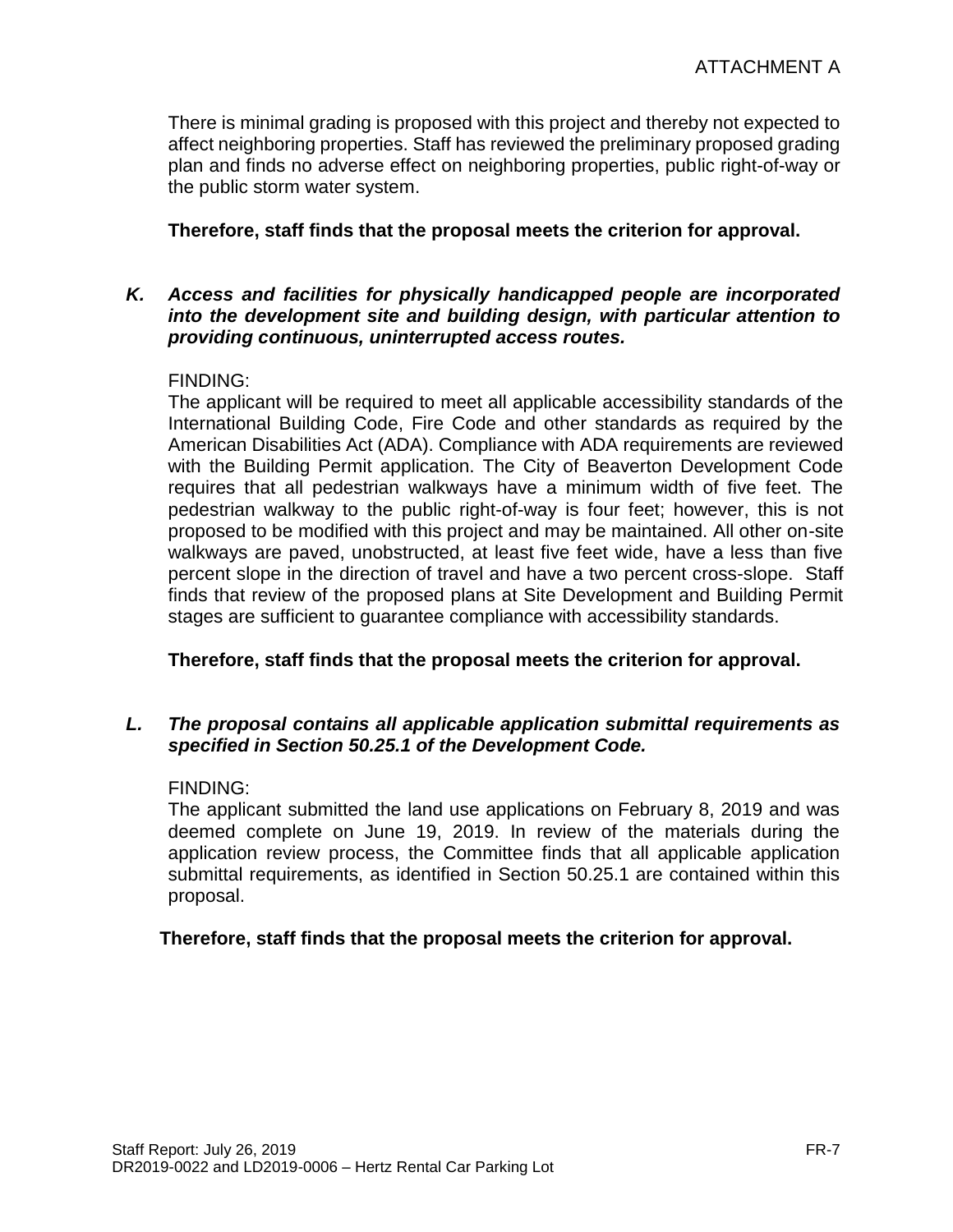There is minimal grading is proposed with this project and thereby not expected to affect neighboring properties. Staff has reviewed the preliminary proposed grading plan and finds no adverse effect on neighboring properties, public right-of-way or the public storm water system.

**Therefore, staff finds that the proposal meets the criterion for approval.**

***K. Access and facilities for physically handicapped people are incorporated into the development site and building design, with particular attention to providing continuous, uninterrupted access routes.***

FINDING:

The applicant will be required to meet all applicable accessibility standards of the International Building Code, Fire Code and other standards as required by the American Disabilities Act (ADA). Compliance with ADA requirements are reviewed with the Building Permit application. The City of Beaverton Development Code requires that all pedestrian walkways have a minimum width of five feet. The pedestrian walkway to the public right-of-way is four feet; however, this is not proposed to be modified with this project and may be maintained. All other on-site walkways are paved, unobstructed, at least five feet wide, have a less than five percent slope in the direction of travel and have a two percent cross-slope. Staff finds that review of the proposed plans at Site Development and Building Permit stages are sufficient to guarantee compliance with accessibility standards.

**Therefore, staff finds that the proposal meets the criterion for approval.**

***L. The proposal contains all applicable application submittal requirements as specified in Section 50.25.1 of the Development Code.***

FINDING:

The applicant submitted the land use applications on February 8, 2019 and was deemed complete on June 19, 2019. In review of the materials during the application review process, the Committee finds that all applicable application submittal requirements, as identified in Section 50.25.1 are contained within this proposal.

**Therefore, staff finds that the proposal meets the criterion for approval.**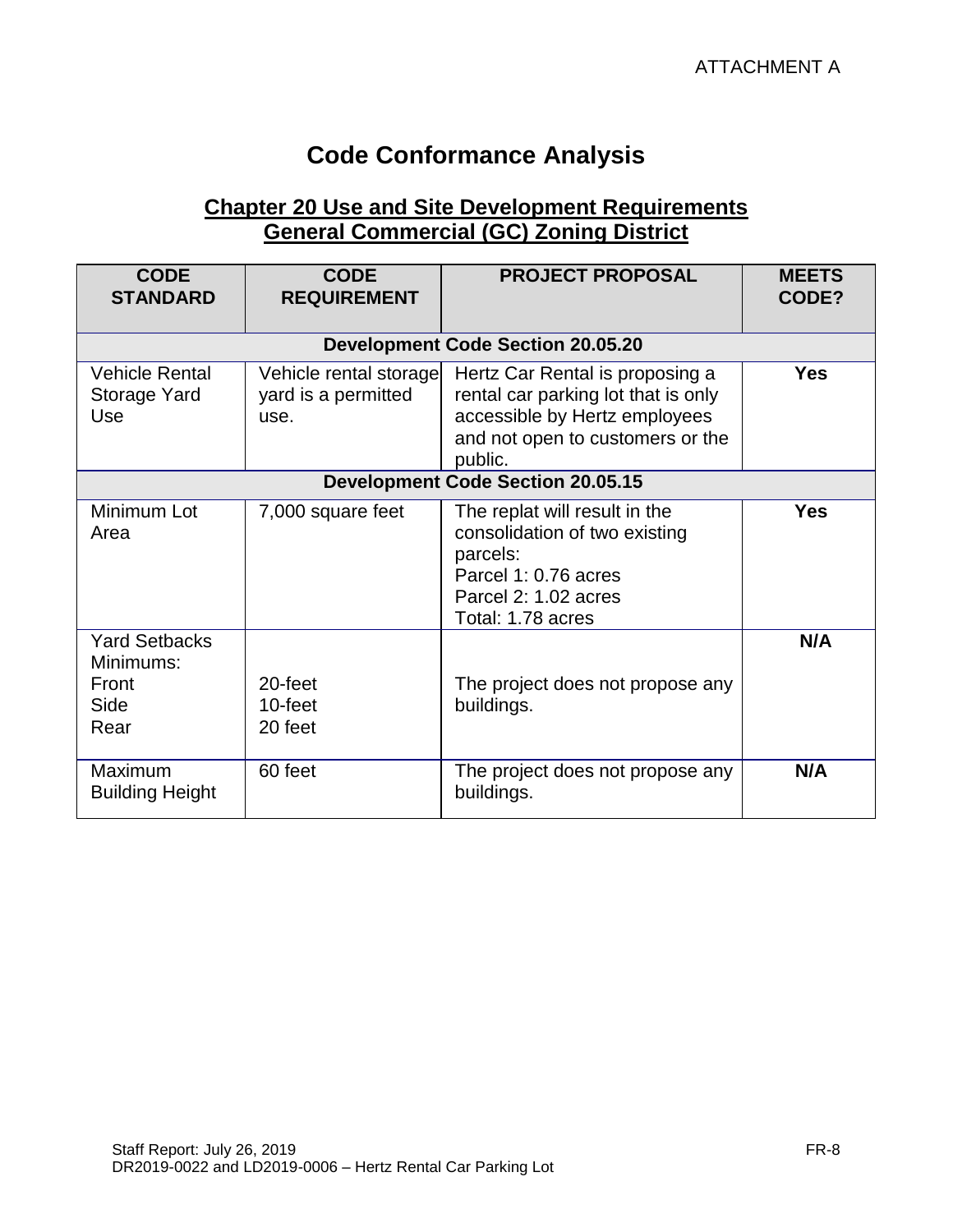ATTACHMENT A

# Code Conformance Analysis

## Chapter 20 Use and Site Development Requirements
## General Commercial (GC) Zoning District

| CODE STANDARD | CODE REQUIREMENT | PROJECT PROPOSAL | MEETS CODE? |
|---|---|---|---|
| **Development Code Section 20.05.20** | | | |
| Vehicle Rental Storage Yard Use | Vehicle rental storage yard is a permitted use. | Hertz Car Rental is proposing a rental car parking lot that is only accessible by Hertz employees and not open to customers or the public. | **Yes** |
| **Development Code Section 20.05.15** | | | |
| Minimum Lot Area | 7,000 square feet | The replat will result in the consolidation of two existing parcels:<br>Parcel 1: 0.76 acres<br>Parcel 2: 1.02 acres<br>Total: 1.78 acres | **Yes** |
| Yard Setbacks Minimums:<br>Front<br>Side<br>Rear | <br><br>20-feet<br>10-feet<br>20 feet | The project does not propose any buildings. | **N/A** |
| Maximum Building Height | 60 feet | The project does not propose any buildings. | **N/A** |

Staff Report: July 26, 2019
DR2019-0022 and LD2019-0006 – Hertz Rental Car Parking Lot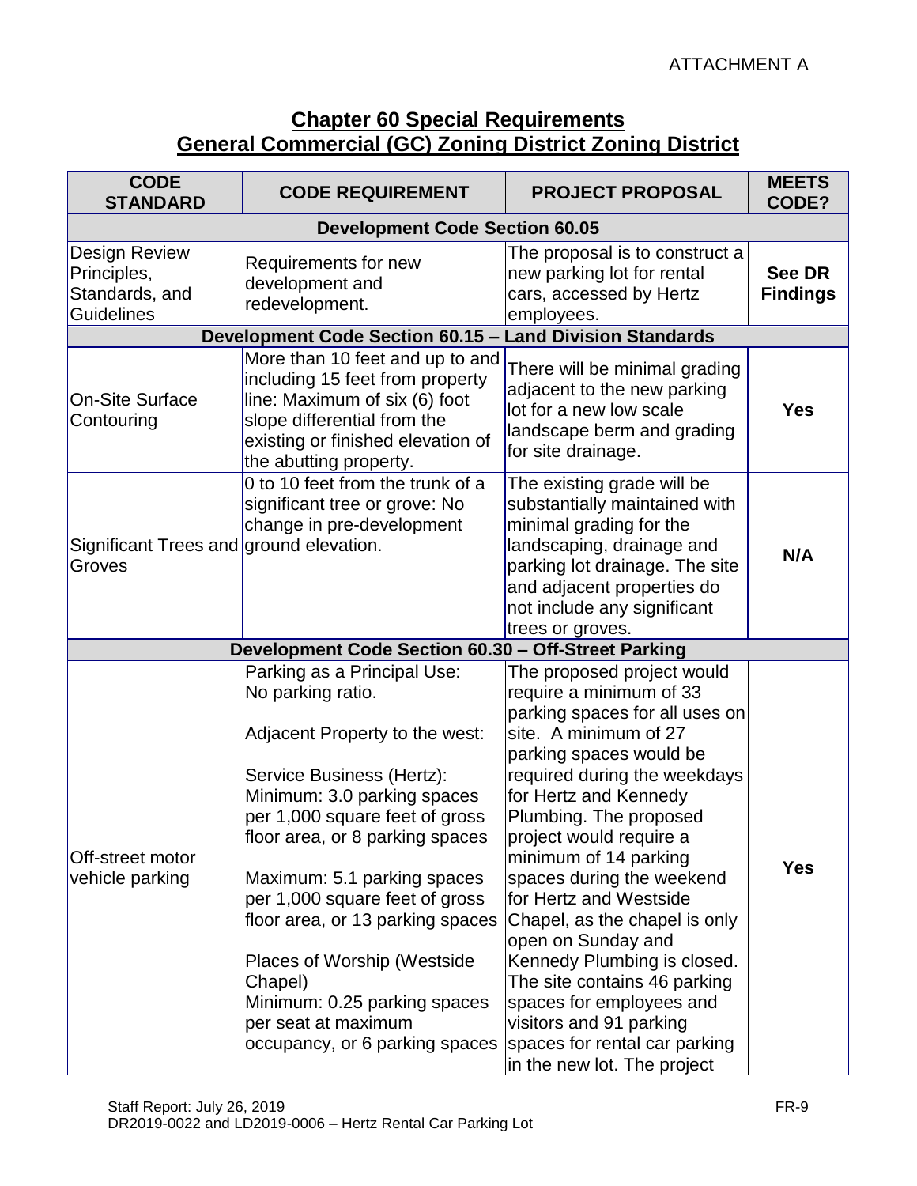ATTACHMENT A

## Chapter 60 Special Requirements
## General Commercial (GC) Zoning District Zoning District

| CODE STANDARD | CODE REQUIREMENT | PROJECT PROPOSAL | MEETS CODE? |
|---|---|---|---|
| **Development Code Section 60.05** | | | |
| Design Review Principles, Standards, and Guidelines | Requirements for new development and redevelopment. | The proposal is to construct a new parking lot for rental cars, accessed by Hertz employees. | **See DR Findings** |
| **Development Code Section 60.15 – Land Division Standards** | | | |
| On-Site Surface Contouring | More than 10 feet and up to and including 15 feet from property line: Maximum of six (6) foot slope differential from the existing or finished elevation of the abutting property. | There will be minimal grading adjacent to the new parking lot for a new low scale landscape berm and grading for site drainage. | **Yes** |
| Significant Trees and Groves | 0 to 10 feet from the trunk of a significant tree or grove: No change in pre-development ground elevation. | The existing grade will be substantially maintained with minimal grading for the landscaping, drainage and parking lot drainage. The site and adjacent properties do not include any significant trees or groves. | **N/A** |
| **Development Code Section 60.30 – Off-Street Parking** | | | |
| Off-street motor vehicle parking | Parking as a Principal Use: No parking ratio.<br><br>Adjacent Property to the west:<br><br>Service Business (Hertz): Minimum: 3.0 parking spaces per 1,000 square feet of gross floor area, or 8 parking spaces<br><br>Maximum: 5.1 parking spaces per 1,000 square feet of gross floor area, or 13 parking spaces<br><br>Places of Worship (Westside Chapel) Minimum: 0.25 parking spaces per seat at maximum occupancy, or 6 parking spaces | The proposed project would require a minimum of 33 parking spaces for all uses on site. A minimum of 27 parking spaces would be required during the weekdays for Hertz and Kennedy Plumbing. The proposed project would require a minimum of 14 parking spaces during the weekend for Hertz and Westside Chapel, as the chapel is only open on Sunday and Kennedy Plumbing is closed. The site contains 46 parking spaces for employees and visitors and 91 parking spaces for rental car parking in the new lot. The project | **Yes** |

Staff Report: July 26, 2019
DR2019-0022 and LD2019-0006 – Hertz Rental Car Parking Lot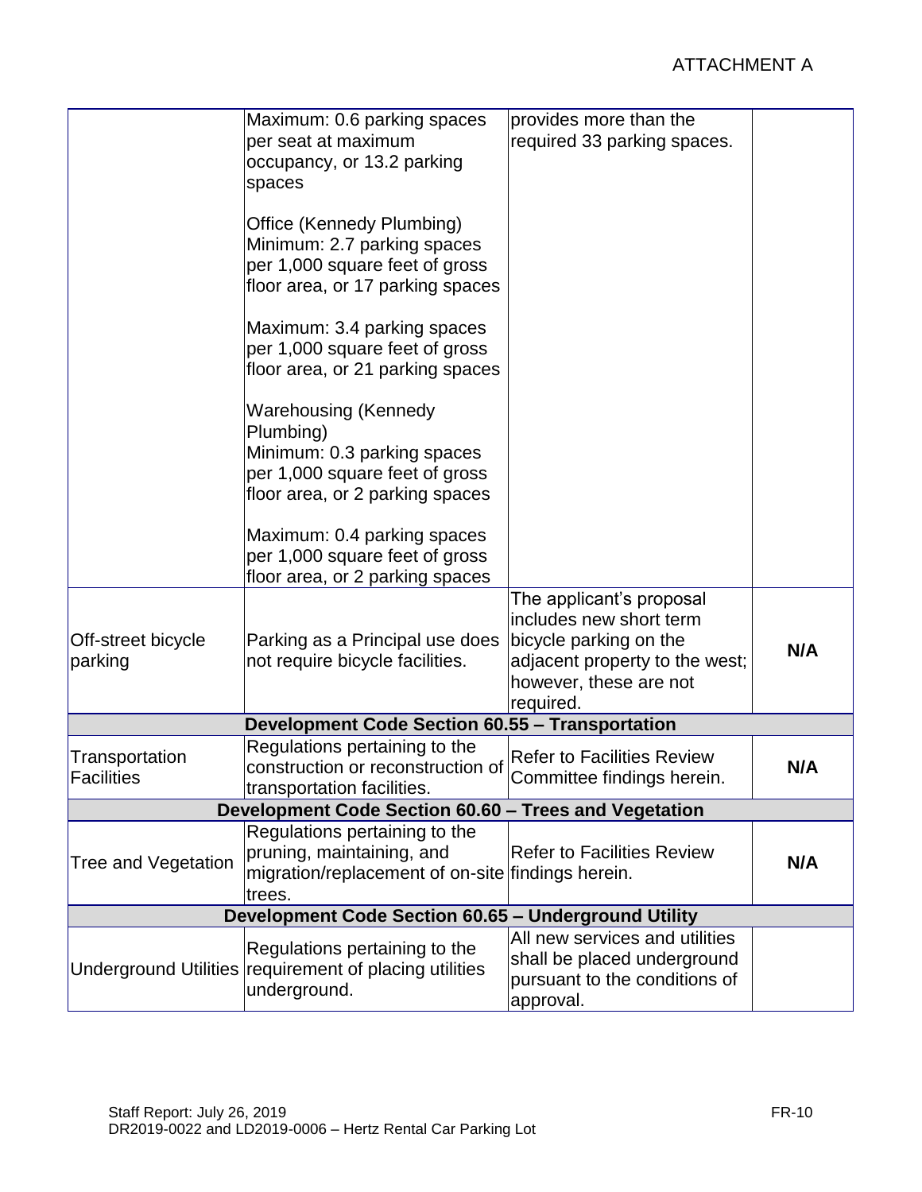| | | | |
|---|---|---|---|
| | Maximum: 0.6 parking spaces per seat at maximum occupancy, or 13.2 parking spaces<br><br>Office (Kennedy Plumbing)<br>Minimum: 2.7 parking spaces per 1,000 square feet of gross floor area, or 17 parking spaces<br><br>Maximum: 3.4 parking spaces per 1,000 square feet of gross floor area, or 21 parking spaces<br><br>Warehousing (Kennedy Plumbing)<br>Minimum: 0.3 parking spaces per 1,000 square feet of gross floor area, or 2 parking spaces<br><br>Maximum: 0.4 parking spaces per 1,000 square feet of gross floor area, or 2 parking spaces | provides more than the required 33 parking spaces. | |
| Off-street bicycle parking | Parking as a Principal use does not require bicycle facilities. | The applicant's proposal includes new short term bicycle parking on the adjacent property to the west; however, these are not required. | **N/A** |
| **Development Code Section 60.55 – Transportation** | | | |
| Transportation Facilities | Regulations pertaining to the construction or reconstruction of transportation facilities. | Refer to Facilities Review Committee findings herein. | **N/A** |
| **Development Code Section 60.60 – Trees and Vegetation** | | | |
| Tree and Vegetation | Regulations pertaining to the pruning, maintaining, and migration/replacement of on-site trees. | Refer to Facilities Review findings herein. | **N/A** |
| **Development Code Section 60.65 – Underground Utility** | | | |
| Underground Utilities | Regulations pertaining to the requirement of placing utilities underground. | All new services and utilities shall be placed underground pursuant to the conditions of approval. | |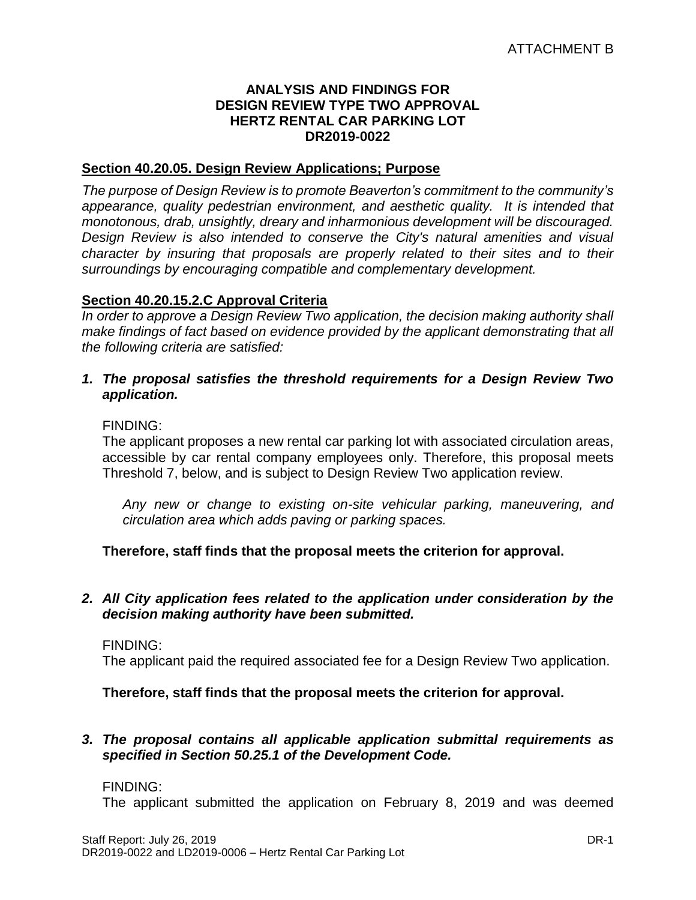ATTACHMENT B

# ANALYSIS AND FINDINGS FOR DESIGN REVIEW TYPE TWO APPROVAL HERTZ RENTAL CAR PARKING LOT DR2019-0022

## Section 40.20.05. Design Review Applications; Purpose

*The purpose of Design Review is to promote Beaverton's commitment to the community's appearance, quality pedestrian environment, and aesthetic quality. It is intended that monotonous, drab, unsightly, dreary and inharmonious development will be discouraged. Design Review is also intended to conserve the City's natural amenities and visual character by insuring that proposals are properly related to their sites and to their surroundings by encouraging compatible and complementary development.*

## Section 40.20.15.2.C Approval Criteria

*In order to approve a Design Review Two application, the decision making authority shall make findings of fact based on evidence provided by the applicant demonstrating that all the following criteria are satisfied:*

***1. The proposal satisfies the threshold requirements for a Design Review Two application.***

FINDING:

The applicant proposes a new rental car parking lot with associated circulation areas, accessible by car rental company employees only. Therefore, this proposal meets Threshold 7, below, and is subject to Design Review Two application review.

> *Any new or change to existing on-site vehicular parking, maneuvering, and circulation area which adds paving or parking spaces.*

**Therefore, staff finds that the proposal meets the criterion for approval.**

***2. All City application fees related to the application under consideration by the decision making authority have been submitted.***

FINDING:

The applicant paid the required associated fee for a Design Review Two application.

**Therefore, staff finds that the proposal meets the criterion for approval.**

***3. The proposal contains all applicable application submittal requirements as specified in Section 50.25.1 of the Development Code.***

FINDING:

The applicant submitted the application on February 8, 2019 and was deemed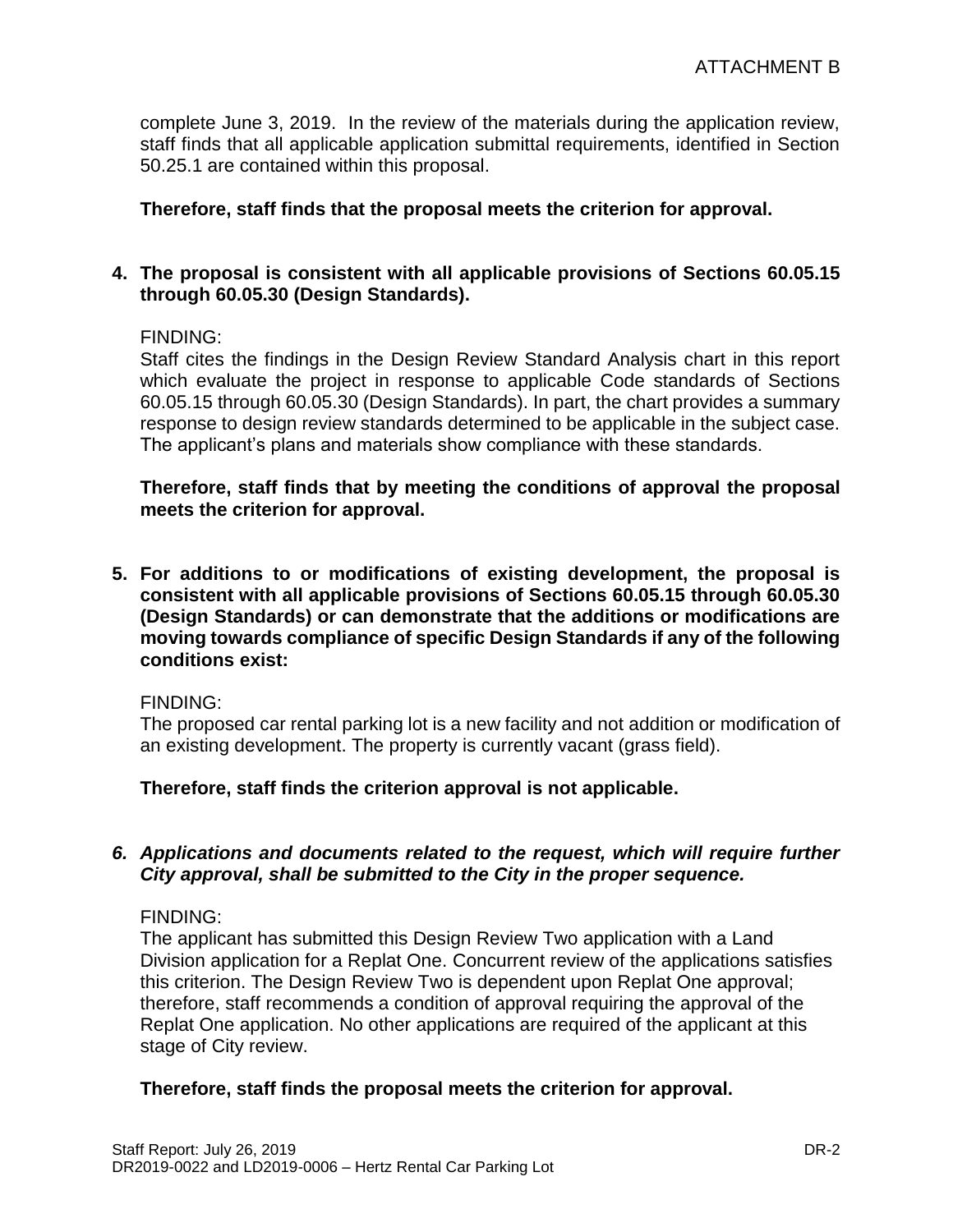complete June 3, 2019. In the review of the materials during the application review, staff finds that all applicable application submittal requirements, identified in Section 50.25.1 are contained within this proposal.

**Therefore, staff finds that the proposal meets the criterion for approval.**

**4. The proposal is consistent with all applicable provisions of Sections 60.05.15 through 60.05.30 (Design Standards).**

FINDING:
Staff cites the findings in the Design Review Standard Analysis chart in this report which evaluate the project in response to applicable Code standards of Sections 60.05.15 through 60.05.30 (Design Standards). In part, the chart provides a summary response to design review standards determined to be applicable in the subject case. The applicant's plans and materials show compliance with these standards.

**Therefore, staff finds that by meeting the conditions of approval the proposal meets the criterion for approval.**

**5. For additions to or modifications of existing development, the proposal is consistent with all applicable provisions of Sections 60.05.15 through 60.05.30 (Design Standards) or can demonstrate that the additions or modifications are moving towards compliance of specific Design Standards if any of the following conditions exist:**

FINDING:
The proposed car rental parking lot is a new facility and not addition or modification of an existing development. The property is currently vacant (grass field).

**Therefore, staff finds the criterion approval is not applicable.**

***6. Applications and documents related to the request, which will require further City approval, shall be submitted to the City in the proper sequence.***

FINDING:
The applicant has submitted this Design Review Two application with a Land Division application for a Replat One. Concurrent review of the applications satisfies this criterion. The Design Review Two is dependent upon Replat One approval; therefore, staff recommends a condition of approval requiring the approval of the Replat One application. No other applications are required of the applicant at this stage of City review.

**Therefore, staff finds the proposal meets the criterion for approval.**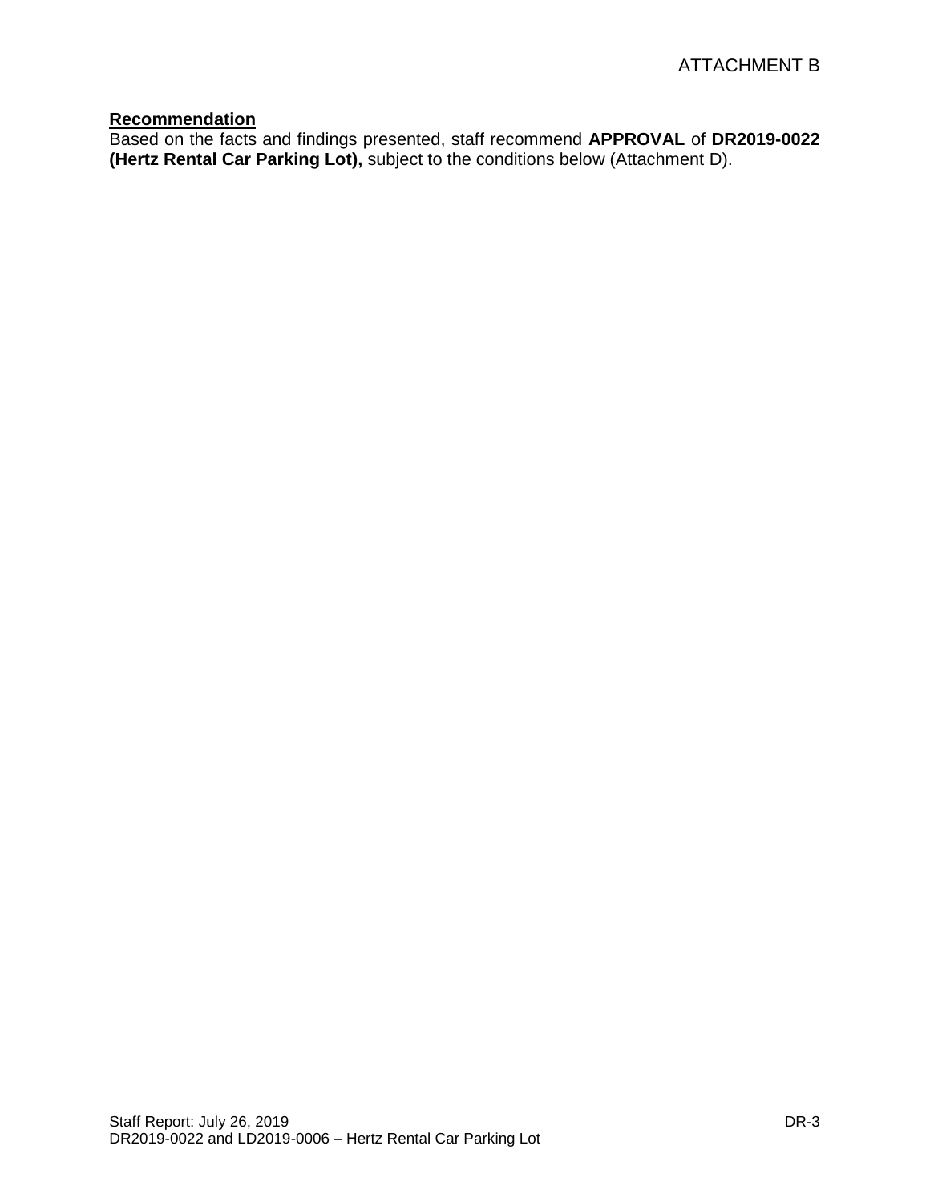**Recommendation**

Based on the facts and findings presented, staff recommend **APPROVAL** of **DR2019-0022 (Hertz Rental Car Parking Lot),** subject to the conditions below (Attachment D).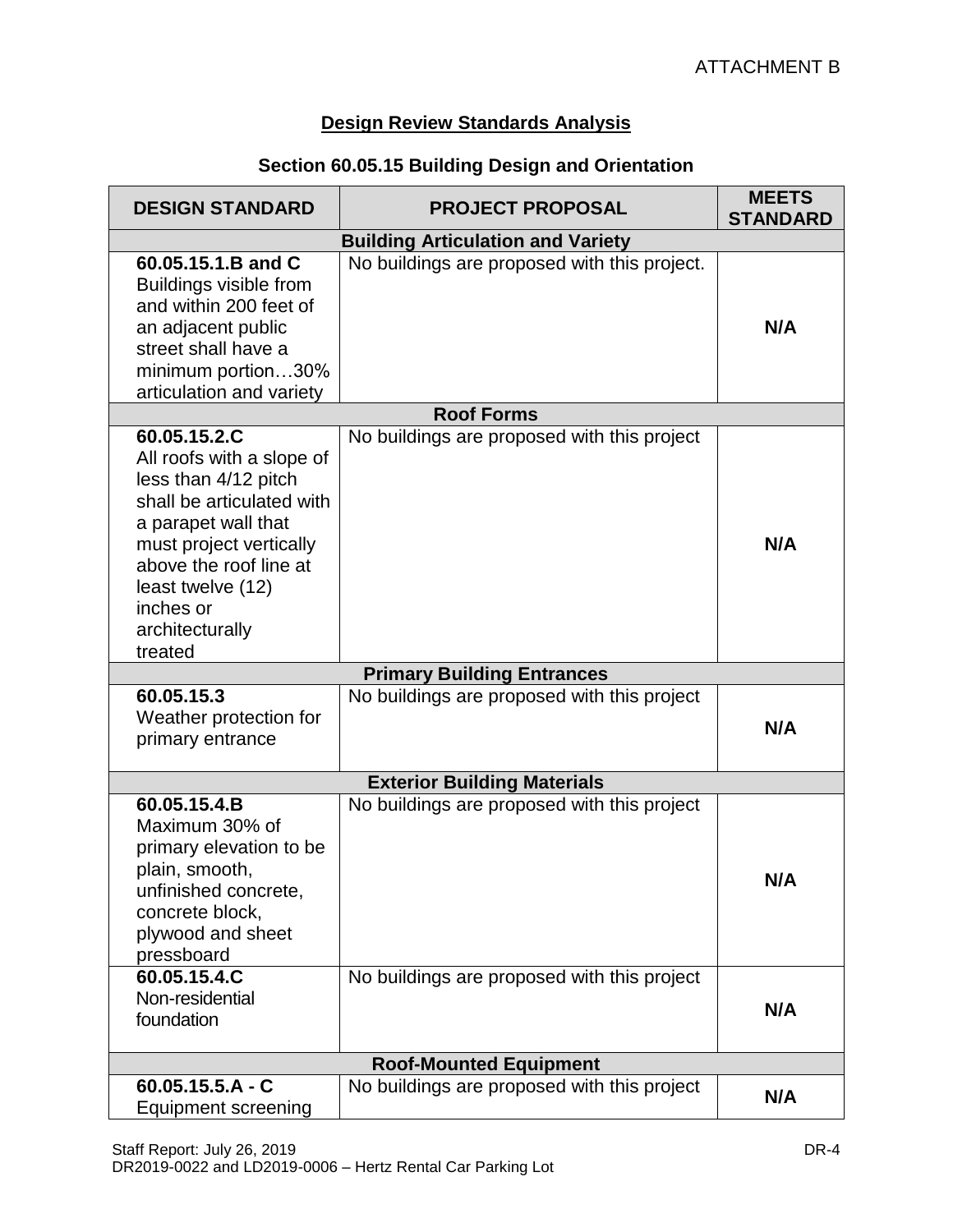ATTACHMENT B

## Design Review Standards Analysis

### Section 60.05.15 Building Design and Orientation

| DESIGN STANDARD | PROJECT PROPOSAL | MEETS STANDARD |
|---|---|---|
| **Building Articulation and Variety** | | |
| **60.05.15.1.B and C** Buildings visible from and within 200 feet of an adjacent public street shall have a minimum portion…30% articulation and variety | No buildings are proposed with this project. | **N/A** |
| **Roof Forms** | | |
| **60.05.15.2.C** All roofs with a slope of less than 4/12 pitch shall be articulated with a parapet wall that must project vertically above the roof line at least twelve (12) inches or architecturally treated | No buildings are proposed with this project | **N/A** |
| **Primary Building Entrances** | | |
| **60.05.15.3** Weather protection for primary entrance | No buildings are proposed with this project | **N/A** |
| **Exterior Building Materials** | | |
| **60.05.15.4.B** Maximum 30% of primary elevation to be plain, smooth, unfinished concrete, concrete block, plywood and sheet pressboard | No buildings are proposed with this project | **N/A** |
| **60.05.15.4.C** Non-residential foundation | No buildings are proposed with this project | **N/A** |
| **Roof-Mounted Equipment** | | |
| **60.05.15.5.A - C** Equipment screening | No buildings are proposed with this project | **N/A** |

Staff Report: July 26, 2019
DR2019-0022 and LD2019-0006 – Hertz Rental Car Parking Lot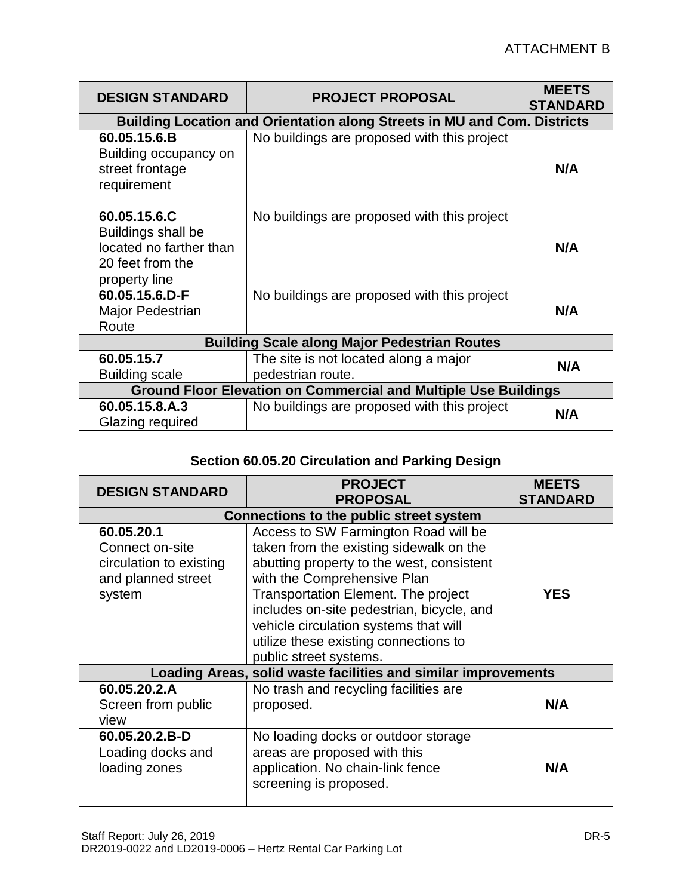| DESIGN STANDARD | PROJECT PROPOSAL | MEETS STANDARD |
|---|---|---|
| **Building Location and Orientation along Streets in MU and Com. Districts** | | |
| **60.05.15.6.B** Building occupancy on street frontage requirement | No buildings are proposed with this project | **N/A** |
| **60.05.15.6.C** Buildings shall be located no farther than 20 feet from the property line | No buildings are proposed with this project | **N/A** |
| **60.05.15.6.D-F** Major Pedestrian Route | No buildings are proposed with this project | **N/A** |
| **Building Scale along Major Pedestrian Routes** | | |
| **60.05.15.7** Building scale | The site is not located along a major pedestrian route. | **N/A** |
| **Ground Floor Elevation on Commercial and Multiple Use Buildings** | | |
| **60.05.15.8.A.3** Glazing required | No buildings are proposed with this project | **N/A** |

### Section 60.05.20 Circulation and Parking Design

| DESIGN STANDARD | PROJECT PROPOSAL | MEETS STANDARD |
|---|---|---|
| **Connections to the public street system** | | |
| **60.05.20.1** Connect on-site circulation to existing and planned street system | Access to SW Farmington Road will be taken from the existing sidewalk on the abutting property to the west, consistent with the Comprehensive Plan Transportation Element. The project includes on-site pedestrian, bicycle, and vehicle circulation systems that will utilize these existing connections to public street systems. | **YES** |
| **Loading Areas, solid waste facilities and similar improvements** | | |
| **60.05.20.2.A** Screen from public view | No trash and recycling facilities are proposed. | **N/A** |
| **60.05.20.2.B-D** Loading docks and loading zones | No loading docks or outdoor storage areas are proposed with this application. No chain-link fence screening is proposed. | **N/A** |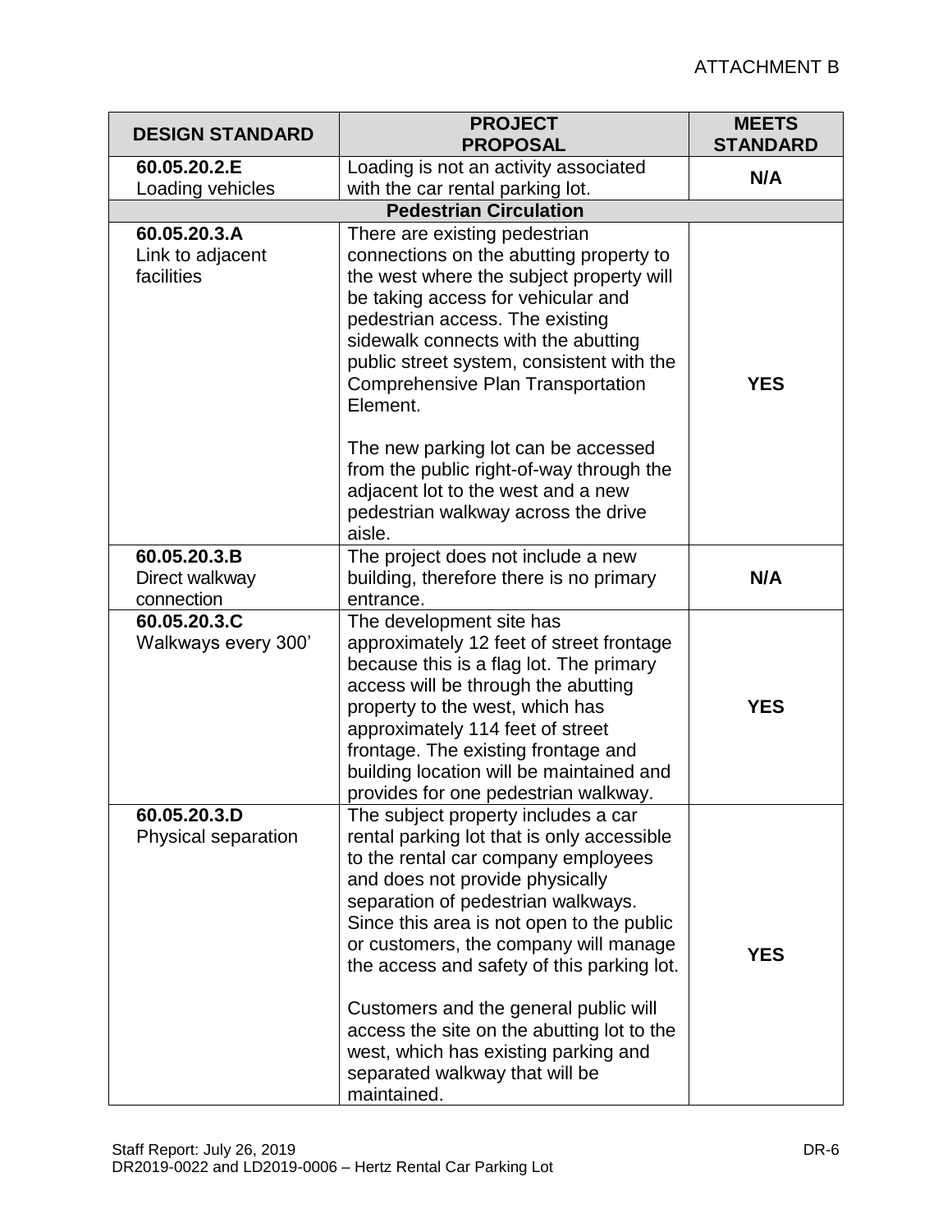ATTACHMENT B

| DESIGN STANDARD | PROJECT PROPOSAL | MEETS STANDARD |
|---|---|---|
| **60.05.20.2.E** Loading vehicles | Loading is not an activity associated with the car rental parking lot. | **N/A** |
| **Pedestrian Circulation** | | |
| **60.05.20.3.A** Link to adjacent facilities | There are existing pedestrian connections on the abutting property to the west where the subject property will be taking access for vehicular and pedestrian access. The existing sidewalk connects with the abutting public street system, consistent with the Comprehensive Plan Transportation Element.<br><br>The new parking lot can be accessed from the public right-of-way through the adjacent lot to the west and a new pedestrian walkway across the drive aisle. | **YES** |
| **60.05.20.3.B** Direct walkway connection | The project does not include a new building, therefore there is no primary entrance. | **N/A** |
| **60.05.20.3.C** Walkways every 300' | The development site has approximately 12 feet of street frontage because this is a flag lot. The primary access will be through the abutting property to the west, which has approximately 114 feet of street frontage. The existing frontage and building location will be maintained and provides for one pedestrian walkway. | **YES** |
| **60.05.20.3.D** Physical separation | The subject property includes a car rental parking lot that is only accessible to the rental car company employees and does not provide physically separation of pedestrian walkways. Since this area is not open to the public or customers, the company will manage the access and safety of this parking lot.<br><br>Customers and the general public will access the site on the abutting lot to the west, which has existing parking and separated walkway that will be maintained. | **YES** |

Staff Report: July 26, 2019
DR2019-0022 and LD2019-0006 – Hertz Rental Car Parking Lot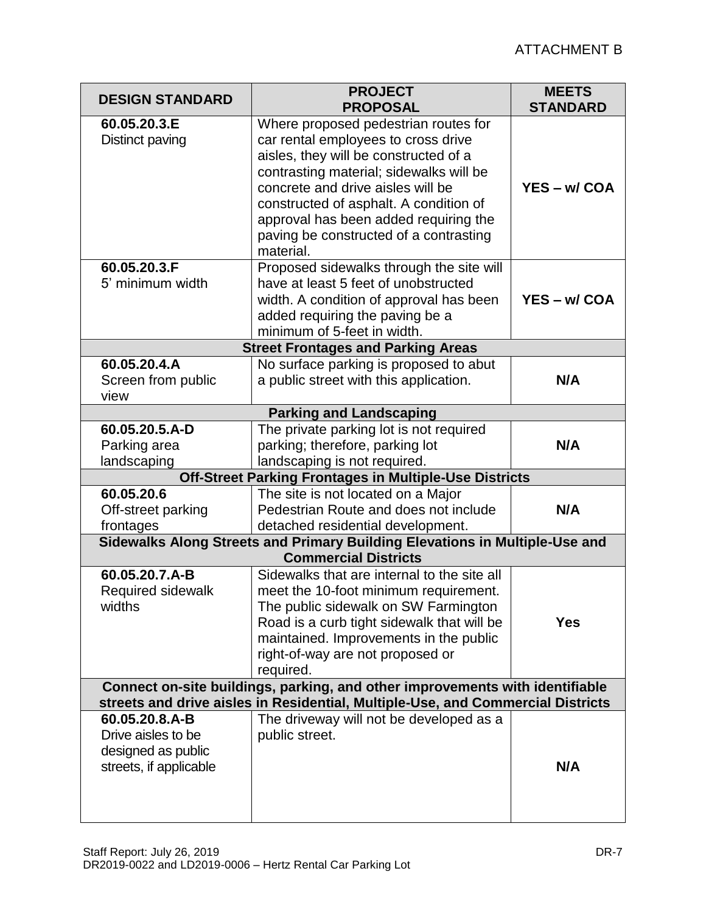ATTACHMENT B

| DESIGN STANDARD | PROJECT PROPOSAL | MEETS STANDARD |
|---|---|---|
| **60.05.20.3.E** Distinct paving | Where proposed pedestrian routes for car rental employees to cross drive aisles, they will be constructed of a contrasting material; sidewalks will be concrete and drive aisles will be constructed of asphalt. A condition of approval has been added requiring the paving be constructed of a contrasting material. | **YES – w/ COA** |
| **60.05.20.3.F** 5' minimum width | Proposed sidewalks through the site will have at least 5 feet of unobstructed width. A condition of approval has been added requiring the paving be a minimum of 5-feet in width. | **YES – w/ COA** |
| **Street Frontages and Parking Areas** | | |
| **60.05.20.4.A** Screen from public view | No surface parking is proposed to abut a public street with this application. | **N/A** |
| **Parking and Landscaping** | | |
| **60.05.20.5.A-D** Parking area landscaping | The private parking lot is not required parking; therefore, parking lot landscaping is not required. | **N/A** |
| **Off-Street Parking Frontages in Multiple-Use Districts** | | |
| **60.05.20.6** Off-street parking frontages | The site is not located on a Major Pedestrian Route and does not include detached residential development. | **N/A** |
| **Sidewalks Along Streets and Primary Building Elevations in Multiple-Use and Commercial Districts** | | |
| **60.05.20.7.A-B** Required sidewalk widths | Sidewalks that are internal to the site all meet the 10-foot minimum requirement. The public sidewalk on SW Farmington Road is a curb tight sidewalk that will be maintained. Improvements in the public right-of-way are not proposed or required. | **Yes** |
| **Connect on-site buildings, parking, and other improvements with identifiable streets and drive aisles in Residential, Multiple-Use, and Commercial Districts** | | |
| **60.05.20.8.A-B** Drive aisles to be designed as public streets, if applicable | The driveway will not be developed as a public street. | **N/A** |

Staff Report: July 26, 2019
DR2019-0022 and LD2019-0006 – Hertz Rental Car Parking Lot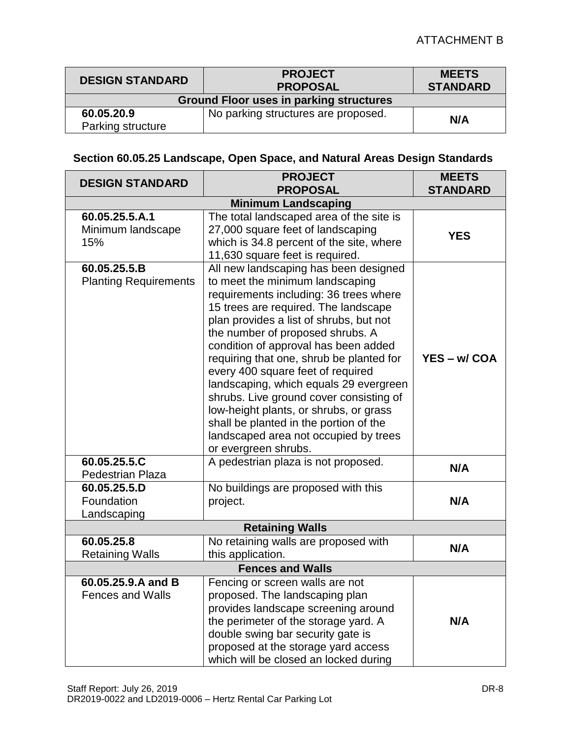| DESIGN STANDARD | PROJECT PROPOSAL | MEETS STANDARD |
|---|---|---|
| **Ground Floor uses in parking structures** | | |
| **60.05.20.9** Parking structure | No parking structures are proposed. | **N/A** |

### Section 60.05.25 Landscape, Open Space, and Natural Areas Design Standards

| DESIGN STANDARD | PROJECT PROPOSAL | MEETS STANDARD |
|---|---|---|
| **Minimum Landscaping** | | |
| **60.05.25.5.A.1** Minimum landscape 15% | The total landscaped area of the site is 27,000 square feet of landscaping which is 34.8 percent of the site, where 11,630 square feet is required. | **YES** |
| **60.05.25.5.B** Planting Requirements | All new landscaping has been designed to meet the minimum landscaping requirements including: 36 trees where 15 trees are required. The landscape plan provides a list of shrubs, but not the number of proposed shrubs. A condition of approval has been added requiring that one, shrub be planted for every 400 square feet of required landscaping, which equals 29 evergreen shrubs. Live ground cover consisting of low-height plants, or shrubs, or grass shall be planted in the portion of the landscaped area not occupied by trees or evergreen shrubs. | **YES – w/ COA** |
| **60.05.25.5.C** Pedestrian Plaza | A pedestrian plaza is not proposed. | **N/A** |
| **60.05.25.5.D** Foundation Landscaping | No buildings are proposed with this project. | **N/A** |
| **Retaining Walls** | | |
| **60.05.25.8** Retaining Walls | No retaining walls are proposed with this application. | **N/A** |
| **Fences and Walls** | | |
| **60.05.25.9.A and B** Fences and Walls | Fencing or screen walls are not proposed. The landscaping plan provides landscape screening around the perimeter of the storage yard. A double swing bar security gate is proposed at the storage yard access which will be closed an locked during | **N/A** |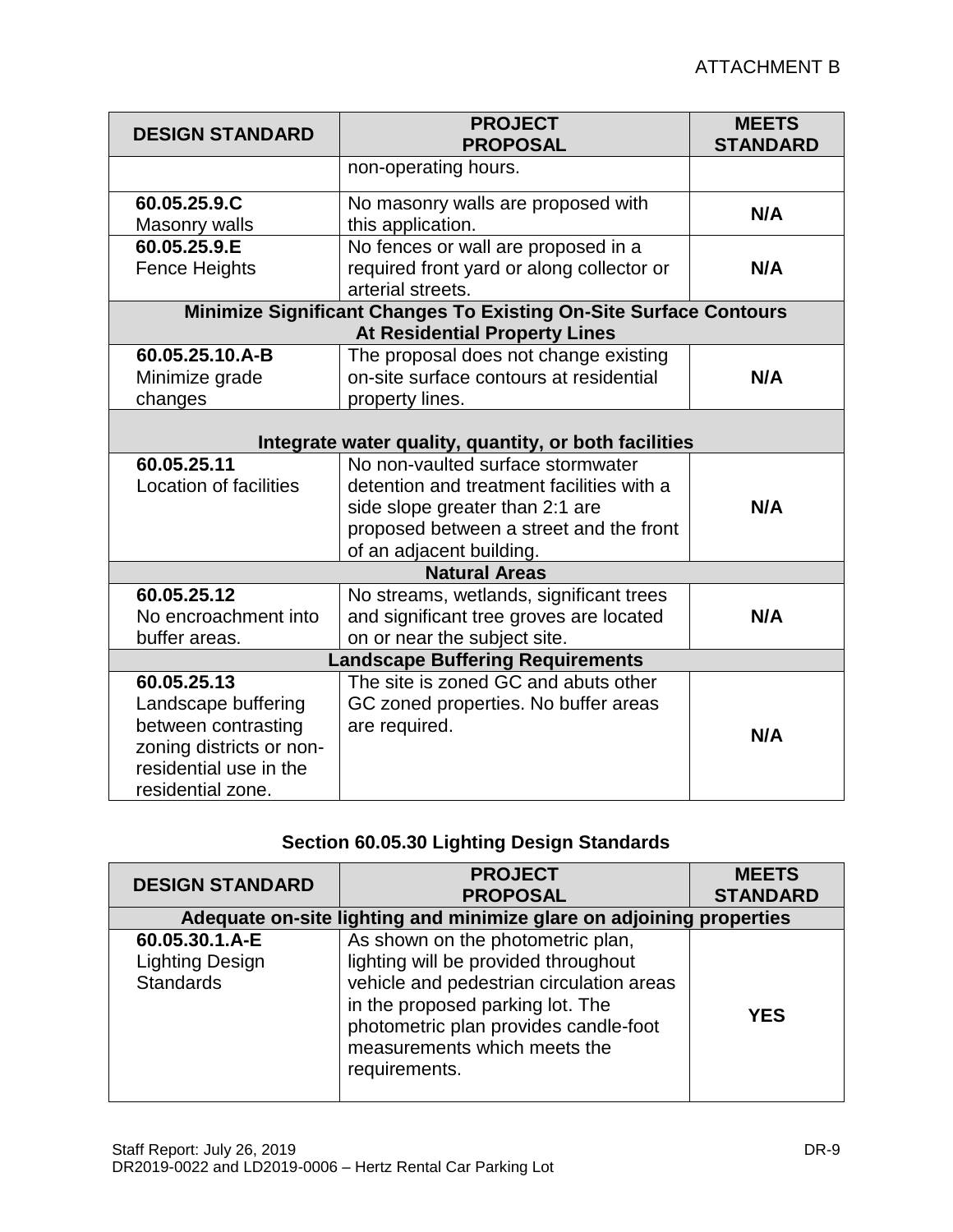| DESIGN STANDARD | PROJECT PROPOSAL | MEETS STANDARD |
|---|---|---|
| | non-operating hours. | |
| **60.05.25.9.C** Masonry walls | No masonry walls are proposed with this application. | **N/A** |
| **60.05.25.9.E** Fence Heights | No fences or wall are proposed in a required front yard or along collector or arterial streets. | **N/A** |
| **Minimize Significant Changes To Existing On-Site Surface Contours At Residential Property Lines** | | |
| **60.05.25.10.A-B** Minimize grade changes | The proposal does not change existing on-site surface contours at residential property lines. | **N/A** |
| **Integrate water quality, quantity, or both facilities** | | |
| **60.05.25.11** Location of facilities | No non-vaulted surface stormwater detention and treatment facilities with a side slope greater than 2:1 are proposed between a street and the front of an adjacent building. | **N/A** |
| **Natural Areas** | | |
| **60.05.25.12** No encroachment into buffer areas. | No streams, wetlands, significant trees and significant tree groves are located on or near the subject site. | **N/A** |
| **Landscape Buffering Requirements** | | |
| **60.05.25.13** Landscape buffering between contrasting zoning districts or non-residential use in the residential zone. | The site is zoned GC and abuts other GC zoned properties. No buffer areas are required. | **N/A** |

### Section 60.05.30 Lighting Design Standards

| DESIGN STANDARD | PROJECT PROPOSAL | MEETS STANDARD |
|---|---|---|
| **Adequate on-site lighting and minimize glare on adjoining properties** | | |
| **60.05.30.1.A-E** Lighting Design Standards | As shown on the photometric plan, lighting will be provided throughout vehicle and pedestrian circulation areas in the proposed parking lot. The photometric plan provides candle-foot measurements which meets the requirements. | **YES** |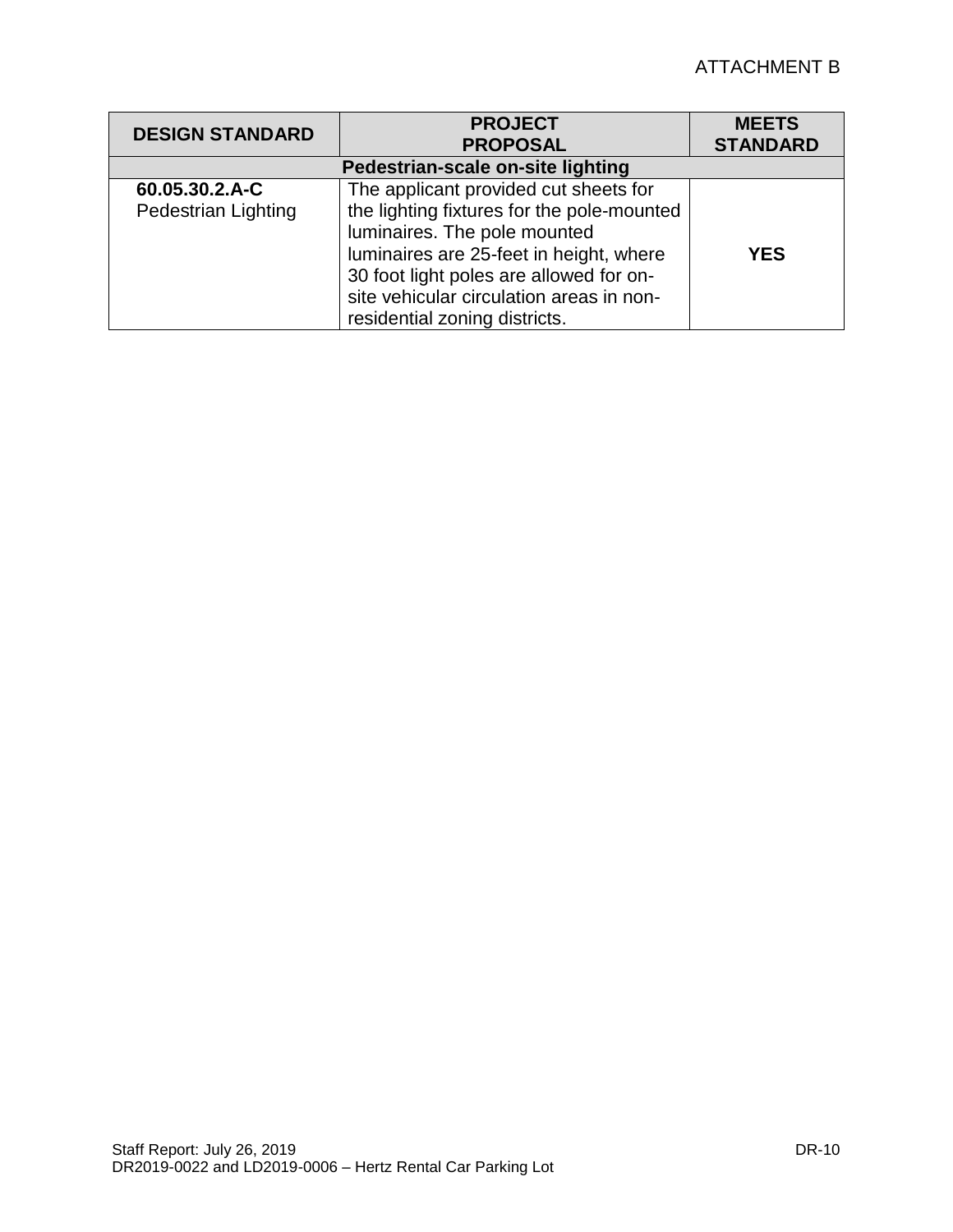ATTACHMENT B

| DESIGN STANDARD | PROJECT PROPOSAL | MEETS STANDARD |
|---|---|---|
| **Pedestrian-scale on-site lighting** | | |
| **60.05.30.2.A-C** Pedestrian Lighting | The applicant provided cut sheets for the lighting fixtures for the pole-mounted luminaires. The pole mounted luminaires are 25-feet in height, where 30 foot light poles are allowed for on-site vehicular circulation areas in non-residential zoning districts. | **YES** |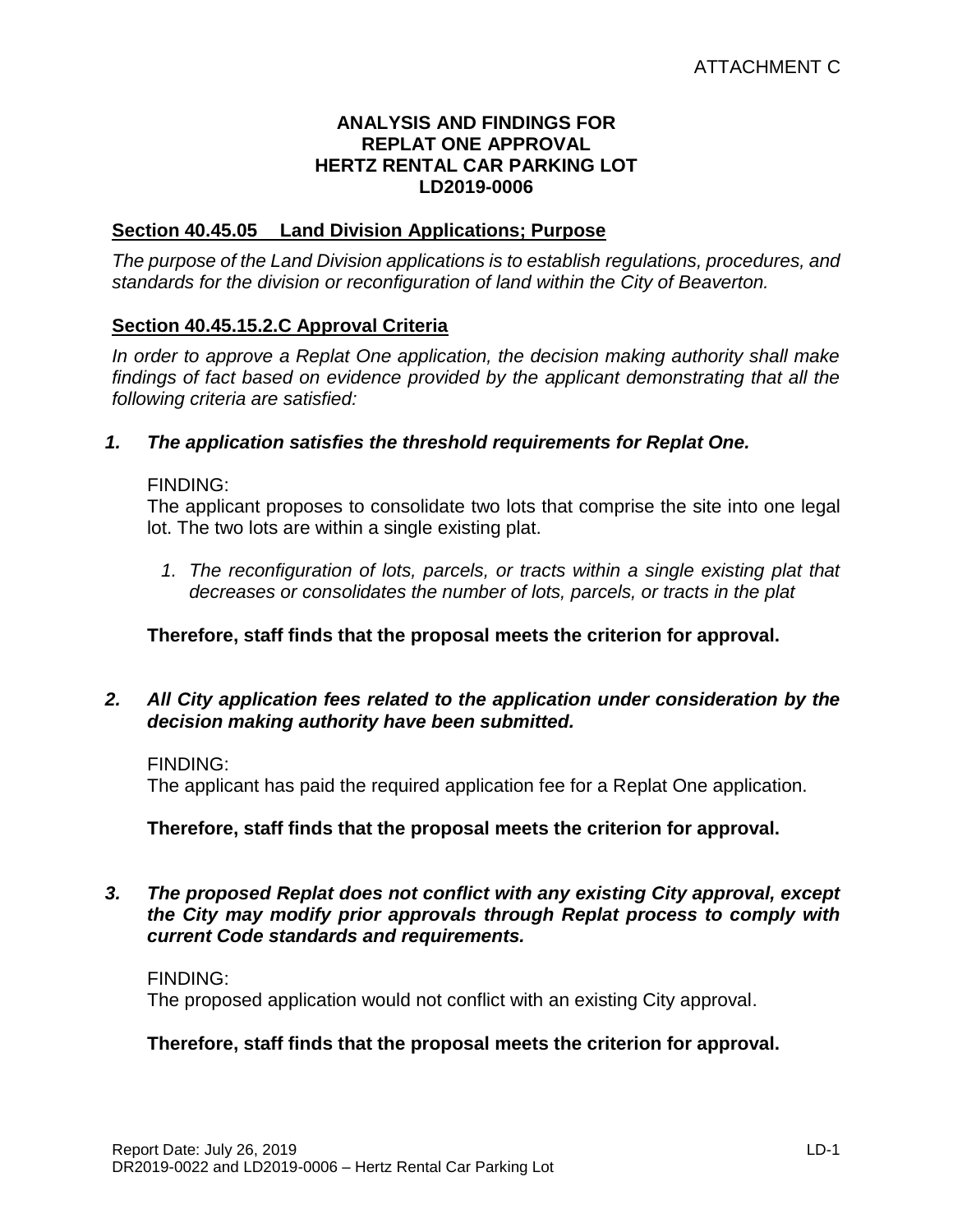ATTACHMENT C

# ANALYSIS AND FINDINGS FOR REPLAT ONE APPROVAL HERTZ RENTAL CAR PARKING LOT LD2019-0006

## Section 40.45.05 Land Division Applications; Purpose

*The purpose of the Land Division applications is to establish regulations, procedures, and standards for the division or reconfiguration of land within the City of Beaverton.*

## Section 40.45.15.2.C Approval Criteria

*In order to approve a Replat One application, the decision making authority shall make findings of fact based on evidence provided by the applicant demonstrating that all the following criteria are satisfied:*

***1. The application satisfies the threshold requirements for Replat One.***

FINDING:
The applicant proposes to consolidate two lots that comprise the site into one legal lot. The two lots are within a single existing plat.

*1. The reconfiguration of lots, parcels, or tracts within a single existing plat that decreases or consolidates the number of lots, parcels, or tracts in the plat*

**Therefore, staff finds that the proposal meets the criterion for approval.**

***2. All City application fees related to the application under consideration by the decision making authority have been submitted.***

FINDING:
The applicant has paid the required application fee for a Replat One application.

**Therefore, staff finds that the proposal meets the criterion for approval.**

***3. The proposed Replat does not conflict with any existing City approval, except the City may modify prior approvals through Replat process to comply with current Code standards and requirements.***

FINDING:
The proposed application would not conflict with an existing City approval.

**Therefore, staff finds that the proposal meets the criterion for approval.**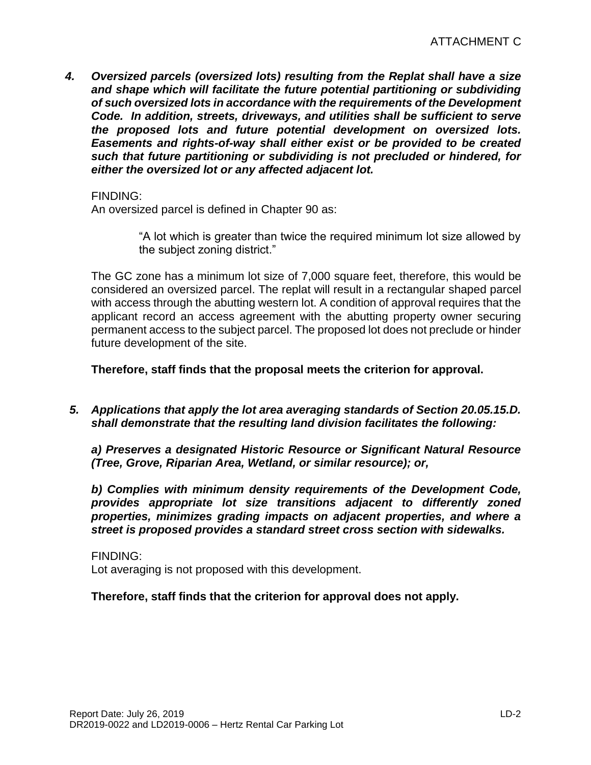ATTACHMENT C

***4. Oversized parcels (oversized lots) resulting from the Replat shall have a size and shape which will facilitate the future potential partitioning or subdividing of such oversized lots in accordance with the requirements of the Development Code. In addition, streets, driveways, and utilities shall be sufficient to serve the proposed lots and future potential development on oversized lots. Easements and rights-of-way shall either exist or be provided to be created such that future partitioning or subdividing is not precluded or hindered, for either the oversized lot or any affected adjacent lot.***

FINDING:
An oversized parcel is defined in Chapter 90 as:

> "A lot which is greater than twice the required minimum lot size allowed by the subject zoning district."

The GC zone has a minimum lot size of 7,000 square feet, therefore, this would be considered an oversized parcel. The replat will result in a rectangular shaped parcel with access through the abutting western lot. A condition of approval requires that the applicant record an access agreement with the abutting property owner securing permanent access to the subject parcel. The proposed lot does not preclude or hinder future development of the site.

**Therefore, staff finds that the proposal meets the criterion for approval.**

***5. Applications that apply the lot area averaging standards of Section 20.05.15.D. shall demonstrate that the resulting land division facilitates the following:***

***a) Preserves a designated Historic Resource or Significant Natural Resource (Tree, Grove, Riparian Area, Wetland, or similar resource); or,***

***b) Complies with minimum density requirements of the Development Code, provides appropriate lot size transitions adjacent to differently zoned properties, minimizes grading impacts on adjacent properties, and where a street is proposed provides a standard street cross section with sidewalks.***

FINDING:
Lot averaging is not proposed with this development.

**Therefore, staff finds that the criterion for approval does not apply.**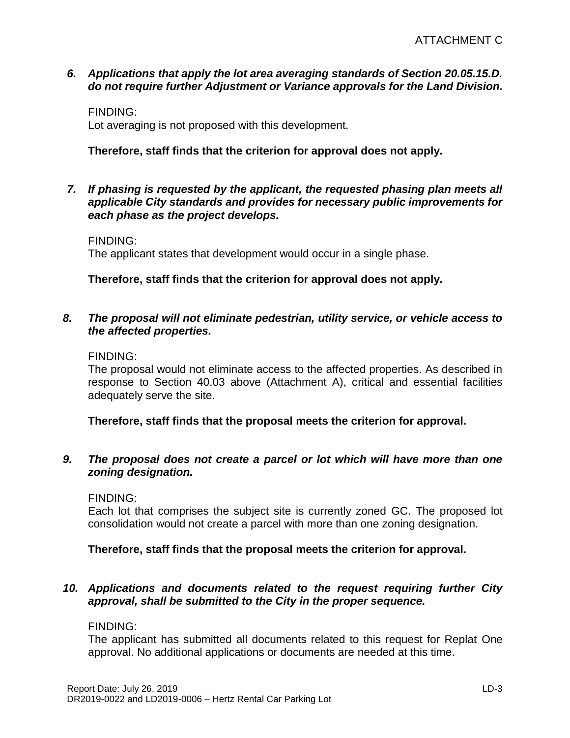ATTACHMENT C

6. ***Applications that apply the lot area averaging standards of Section 20.05.15.D. do not require further Adjustment or Variance approvals for the Land Division.***

   FINDING:
   Lot averaging is not proposed with this development.

   **Therefore, staff finds that the criterion for approval does not apply.**

7. ***If phasing is requested by the applicant, the requested phasing plan meets all applicable City standards and provides for necessary public improvements for each phase as the project develops.***

   FINDING:
   The applicant states that development would occur in a single phase.

   **Therefore, staff finds that the criterion for approval does not apply.**

8. ***The proposal will not eliminate pedestrian, utility service, or vehicle access to the affected properties.***

   FINDING:
   The proposal would not eliminate access to the affected properties. As described in response to Section 40.03 above (Attachment A), critical and essential facilities adequately serve the site.

   **Therefore, staff finds that the proposal meets the criterion for approval.**

9. ***The proposal does not create a parcel or lot which will have more than one zoning designation.***

   FINDING:
   Each lot that comprises the subject site is currently zoned GC. The proposed lot consolidation would not create a parcel with more than one zoning designation.

   **Therefore, staff finds that the proposal meets the criterion for approval.**

10. ***Applications and documents related to the request requiring further City approval, shall be submitted to the City in the proper sequence.***

    FINDING:
    The applicant has submitted all documents related to this request for Replat One approval. No additional applications or documents are needed at this time.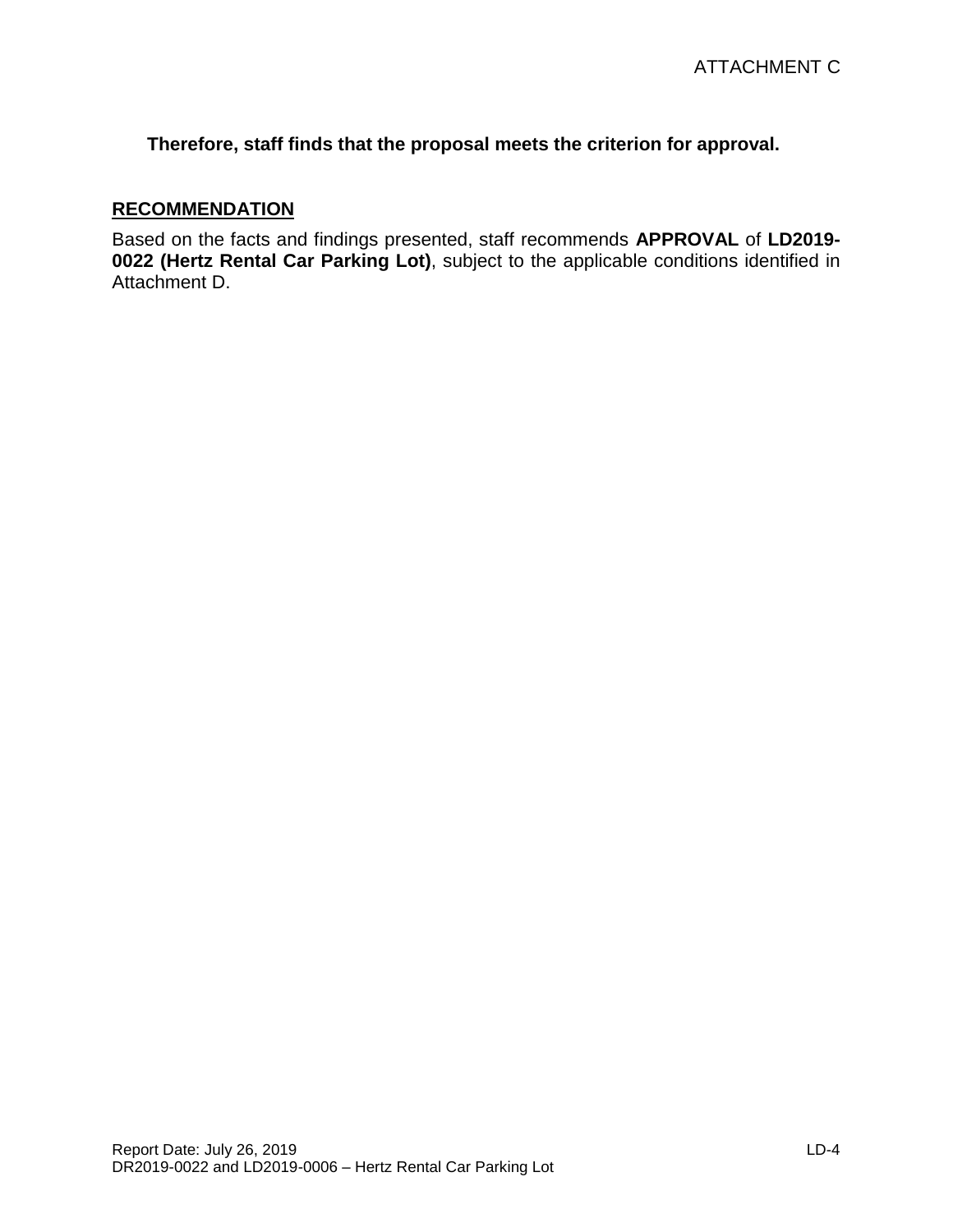**Therefore, staff finds that the proposal meets the criterion for approval.**

## RECOMMENDATION

Based on the facts and findings presented, staff recommends **APPROVAL** of **LD2019-0022 (Hertz Rental Car Parking Lot)**, subject to the applicable conditions identified in Attachment D.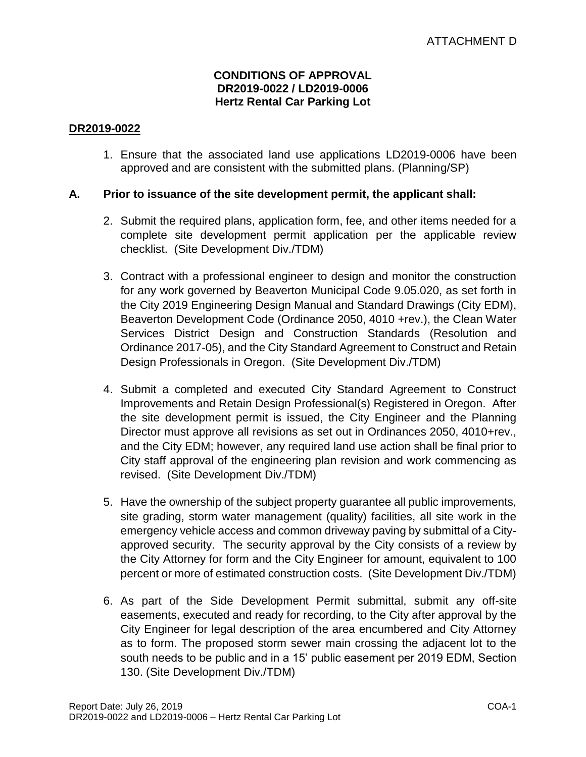ATTACHMENT D

**CONDITIONS OF APPROVAL**
**DR2019-0022 / LD2019-0006**
**Hertz Rental Car Parking Lot**

**DR2019-0022**

1. Ensure that the associated land use applications LD2019-0006 have been approved and are consistent with the submitted plans. (Planning/SP)

### A. Prior to issuance of the site development permit, the applicant shall:

2. Submit the required plans, application form, fee, and other items needed for a complete site development permit application per the applicable review checklist. (Site Development Div./TDM)

3. Contract with a professional engineer to design and monitor the construction for any work governed by Beaverton Municipal Code 9.05.020, as set forth in the City 2019 Engineering Design Manual and Standard Drawings (City EDM), Beaverton Development Code (Ordinance 2050, 4010 +rev.), the Clean Water Services District Design and Construction Standards (Resolution and Ordinance 2017-05), and the City Standard Agreement to Construct and Retain Design Professionals in Oregon. (Site Development Div./TDM)

4. Submit a completed and executed City Standard Agreement to Construct Improvements and Retain Design Professional(s) Registered in Oregon. After the site development permit is issued, the City Engineer and the Planning Director must approve all revisions as set out in Ordinances 2050, 4010+rev., and the City EDM; however, any required land use action shall be final prior to City staff approval of the engineering plan revision and work commencing as revised. (Site Development Div./TDM)

5. Have the ownership of the subject property guarantee all public improvements, site grading, storm water management (quality) facilities, all site work in the emergency vehicle access and common driveway paving by submittal of a City-approved security. The security approval by the City consists of a review by the City Attorney for form and the City Engineer for amount, equivalent to 100 percent or more of estimated construction costs. (Site Development Div./TDM)

6. As part of the Side Development Permit submittal, submit any off-site easements, executed and ready for recording, to the City after approval by the City Engineer for legal description of the area encumbered and City Attorney as to form. The proposed storm sewer main crossing the adjacent lot to the south needs to be public and in a 15' public easement per 2019 EDM, Section 130. (Site Development Div./TDM)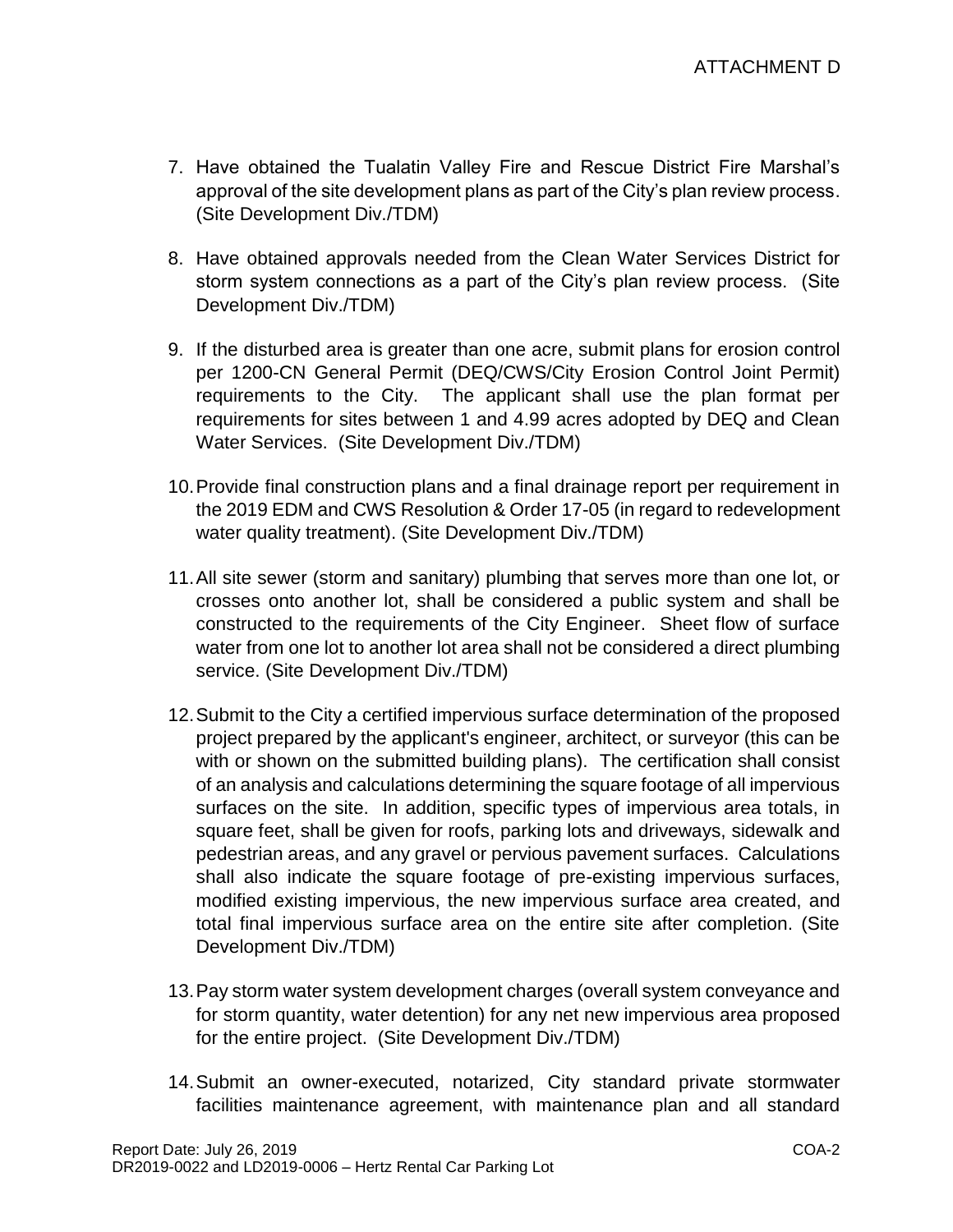7. Have obtained the Tualatin Valley Fire and Rescue District Fire Marshal's approval of the site development plans as part of the City's plan review process. (Site Development Div./TDM)

8. Have obtained approvals needed from the Clean Water Services District for storm system connections as a part of the City's plan review process. (Site Development Div./TDM)

9. If the disturbed area is greater than one acre, submit plans for erosion control per 1200-CN General Permit (DEQ/CWS/City Erosion Control Joint Permit) requirements to the City. The applicant shall use the plan format per requirements for sites between 1 and 4.99 acres adopted by DEQ and Clean Water Services. (Site Development Div./TDM)

10. Provide final construction plans and a final drainage report per requirement in the 2019 EDM and CWS Resolution & Order 17-05 (in regard to redevelopment water quality treatment). (Site Development Div./TDM)

11. All site sewer (storm and sanitary) plumbing that serves more than one lot, or crosses onto another lot, shall be considered a public system and shall be constructed to the requirements of the City Engineer. Sheet flow of surface water from one lot to another lot area shall not be considered a direct plumbing service. (Site Development Div./TDM)

12. Submit to the City a certified impervious surface determination of the proposed project prepared by the applicant's engineer, architect, or surveyor (this can be with or shown on the submitted building plans). The certification shall consist of an analysis and calculations determining the square footage of all impervious surfaces on the site. In addition, specific types of impervious area totals, in square feet, shall be given for roofs, parking lots and driveways, sidewalk and pedestrian areas, and any gravel or pervious pavement surfaces. Calculations shall also indicate the square footage of pre-existing impervious surfaces, modified existing impervious, the new impervious surface area created, and total final impervious surface area on the entire site after completion. (Site Development Div./TDM)

13. Pay storm water system development charges (overall system conveyance and for storm quantity, water detention) for any net new impervious area proposed for the entire project. (Site Development Div./TDM)

14. Submit an owner-executed, notarized, City standard private stormwater facilities maintenance agreement, with maintenance plan and all standard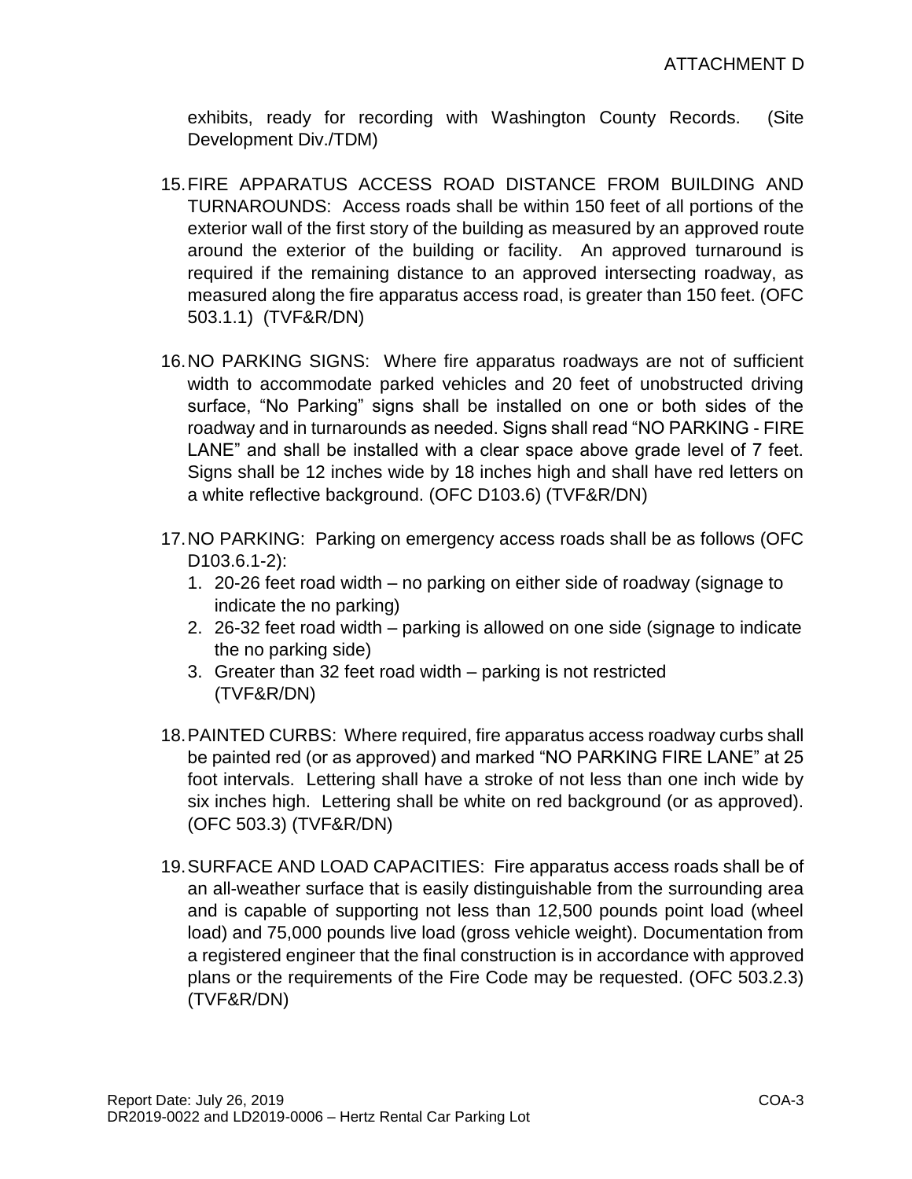exhibits, ready for recording with Washington County Records. (Site Development Div./TDM)

15. FIRE APPARATUS ACCESS ROAD DISTANCE FROM BUILDING AND TURNAROUNDS: Access roads shall be within 150 feet of all portions of the exterior wall of the first story of the building as measured by an approved route around the exterior of the building or facility. An approved turnaround is required if the remaining distance to an approved intersecting roadway, as measured along the fire apparatus access road, is greater than 150 feet. (OFC 503.1.1) (TVF&R/DN)

16. NO PARKING SIGNS: Where fire apparatus roadways are not of sufficient width to accommodate parked vehicles and 20 feet of unobstructed driving surface, "No Parking" signs shall be installed on one or both sides of the roadway and in turnarounds as needed. Signs shall read "NO PARKING - FIRE LANE" and shall be installed with a clear space above grade level of 7 feet. Signs shall be 12 inches wide by 18 inches high and shall have red letters on a white reflective background. (OFC D103.6) (TVF&R/DN)

17. NO PARKING: Parking on emergency access roads shall be as follows (OFC D103.6.1-2):
    1. 20-26 feet road width – no parking on either side of roadway (signage to indicate the no parking)
    2. 26-32 feet road width – parking is allowed on one side (signage to indicate the no parking side)
    3. Greater than 32 feet road width – parking is not restricted (TVF&R/DN)

18. PAINTED CURBS: Where required, fire apparatus access roadway curbs shall be painted red (or as approved) and marked "NO PARKING FIRE LANE" at 25 foot intervals. Lettering shall have a stroke of not less than one inch wide by six inches high. Lettering shall be white on red background (or as approved). (OFC 503.3) (TVF&R/DN)

19. SURFACE AND LOAD CAPACITIES: Fire apparatus access roads shall be of an all-weather surface that is easily distinguishable from the surrounding area and is capable of supporting not less than 12,500 pounds point load (wheel load) and 75,000 pounds live load (gross vehicle weight). Documentation from a registered engineer that the final construction is in accordance with approved plans or the requirements of the Fire Code may be requested. (OFC 503.2.3) (TVF&R/DN)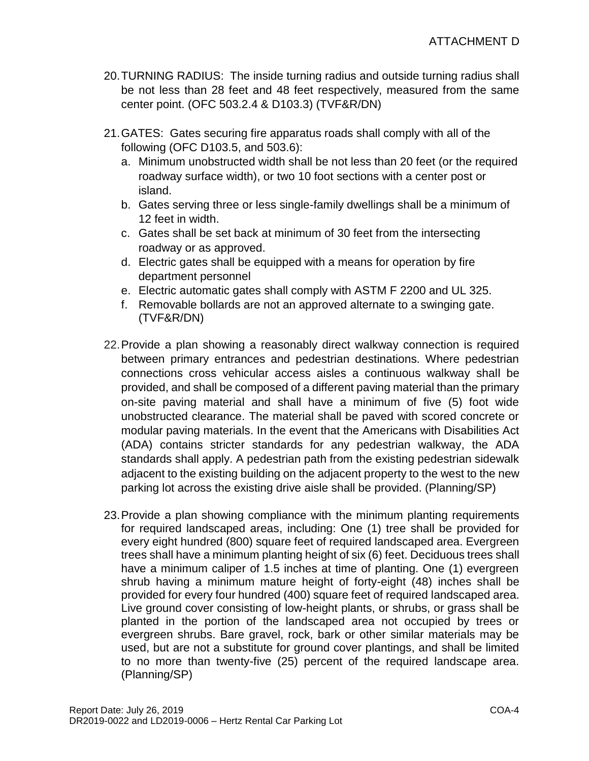20. TURNING RADIUS: The inside turning radius and outside turning radius shall be not less than 28 feet and 48 feet respectively, measured from the same center point. (OFC 503.2.4 & D103.3) (TVF&R/DN)

21. GATES: Gates securing fire apparatus roads shall comply with all of the following (OFC D103.5, and 503.6):
    a. Minimum unobstructed width shall be not less than 20 feet (or the required roadway surface width), or two 10 foot sections with a center post or island.
    b. Gates serving three or less single-family dwellings shall be a minimum of 12 feet in width.
    c. Gates shall be set back at minimum of 30 feet from the intersecting roadway or as approved.
    d. Electric gates shall be equipped with a means for operation by fire department personnel
    e. Electric automatic gates shall comply with ASTM F 2200 and UL 325.
    f. Removable bollards are not an approved alternate to a swinging gate. (TVF&R/DN)

22. Provide a plan showing a reasonably direct walkway connection is required between primary entrances and pedestrian destinations. Where pedestrian connections cross vehicular access aisles a continuous walkway shall be provided, and shall be composed of a different paving material than the primary on-site paving material and shall have a minimum of five (5) foot wide unobstructed clearance. The material shall be paved with scored concrete or modular paving materials. In the event that the Americans with Disabilities Act (ADA) contains stricter standards for any pedestrian walkway, the ADA standards shall apply. A pedestrian path from the existing pedestrian sidewalk adjacent to the existing building on the adjacent property to the west to the new parking lot across the existing drive aisle shall be provided. (Planning/SP)

23. Provide a plan showing compliance with the minimum planting requirements for required landscaped areas, including: One (1) tree shall be provided for every eight hundred (800) square feet of required landscaped area. Evergreen trees shall have a minimum planting height of six (6) feet. Deciduous trees shall have a minimum caliper of 1.5 inches at time of planting. One (1) evergreen shrub having a minimum mature height of forty-eight (48) inches shall be provided for every four hundred (400) square feet of required landscaped area. Live ground cover consisting of low-height plants, or shrubs, or grass shall be planted in the portion of the landscaped area not occupied by trees or evergreen shrubs. Bare gravel, rock, bark or other similar materials may be used, but are not a substitute for ground cover plantings, and shall be limited to no more than twenty-five (25) percent of the required landscape area. (Planning/SP)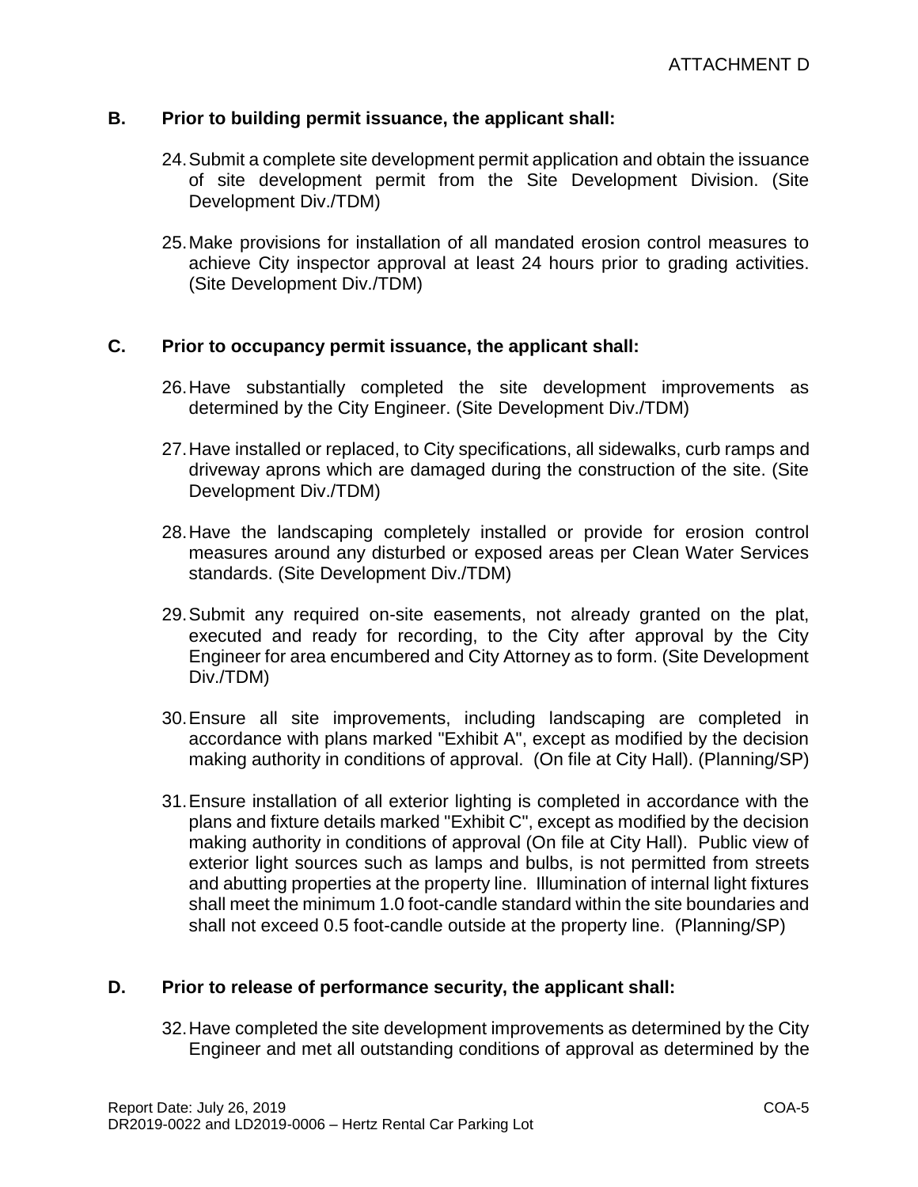**B. Prior to building permit issuance, the applicant shall:**

24. Submit a complete site development permit application and obtain the issuance of site development permit from the Site Development Division. (Site Development Div./TDM)

25. Make provisions for installation of all mandated erosion control measures to achieve City inspector approval at least 24 hours prior to grading activities. (Site Development Div./TDM)

**C. Prior to occupancy permit issuance, the applicant shall:**

26. Have substantially completed the site development improvements as determined by the City Engineer. (Site Development Div./TDM)

27. Have installed or replaced, to City specifications, all sidewalks, curb ramps and driveway aprons which are damaged during the construction of the site. (Site Development Div./TDM)

28. Have the landscaping completely installed or provide for erosion control measures around any disturbed or exposed areas per Clean Water Services standards. (Site Development Div./TDM)

29. Submit any required on-site easements, not already granted on the plat, executed and ready for recording, to the City after approval by the City Engineer for area encumbered and City Attorney as to form. (Site Development Div./TDM)

30. Ensure all site improvements, including landscaping are completed in accordance with plans marked "Exhibit A", except as modified by the decision making authority in conditions of approval. (On file at City Hall). (Planning/SP)

31. Ensure installation of all exterior lighting is completed in accordance with the plans and fixture details marked "Exhibit C", except as modified by the decision making authority in conditions of approval (On file at City Hall). Public view of exterior light sources such as lamps and bulbs, is not permitted from streets and abutting properties at the property line. Illumination of internal light fixtures shall meet the minimum 1.0 foot-candle standard within the site boundaries and shall not exceed 0.5 foot-candle outside at the property line. (Planning/SP)

**D. Prior to release of performance security, the applicant shall:**

32. Have completed the site development improvements as determined by the City Engineer and met all outstanding conditions of approval as determined by the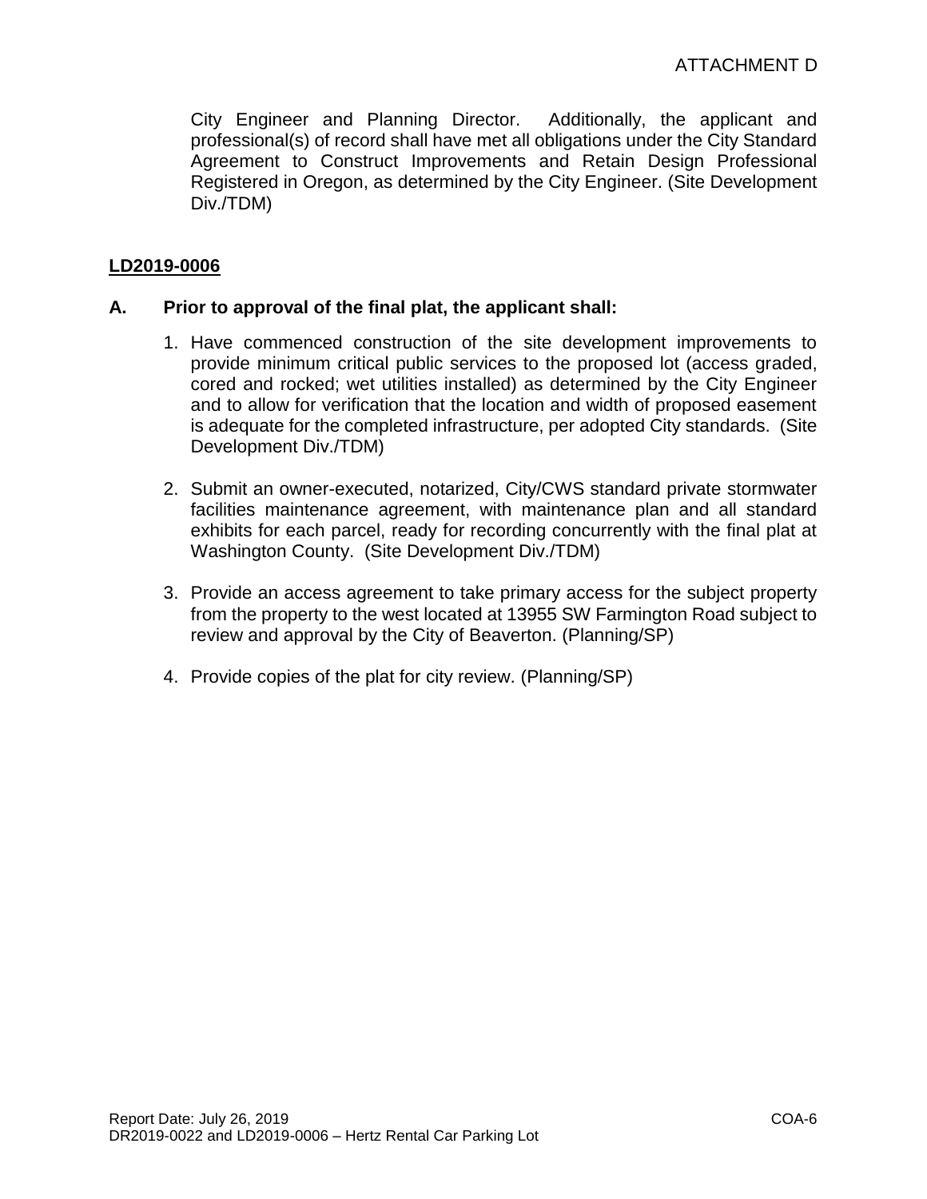City Engineer and Planning Director. Additionally, the applicant and professional(s) of record shall have met all obligations under the City Standard Agreement to Construct Improvements and Retain Design Professional Registered in Oregon, as determined by the City Engineer. (Site Development Div./TDM)

**LD2019-0006**

**A. Prior to approval of the final plat, the applicant shall:**

1. Have commenced construction of the site development improvements to provide minimum critical public services to the proposed lot (access graded, cored and rocked; wet utilities installed) as determined by the City Engineer and to allow for verification that the location and width of proposed easement is adequate for the completed infrastructure, per adopted City standards. (Site Development Div./TDM)

2. Submit an owner-executed, notarized, City/CWS standard private stormwater facilities maintenance agreement, with maintenance plan and all standard exhibits for each parcel, ready for recording concurrently with the final plat at Washington County. (Site Development Div./TDM)

3. Provide an access agreement to take primary access for the subject property from the property to the west located at 13955 SW Farmington Road subject to review and approval by the City of Beaverton. (Planning/SP)

4. Provide copies of the plat for city review. (Planning/SP)